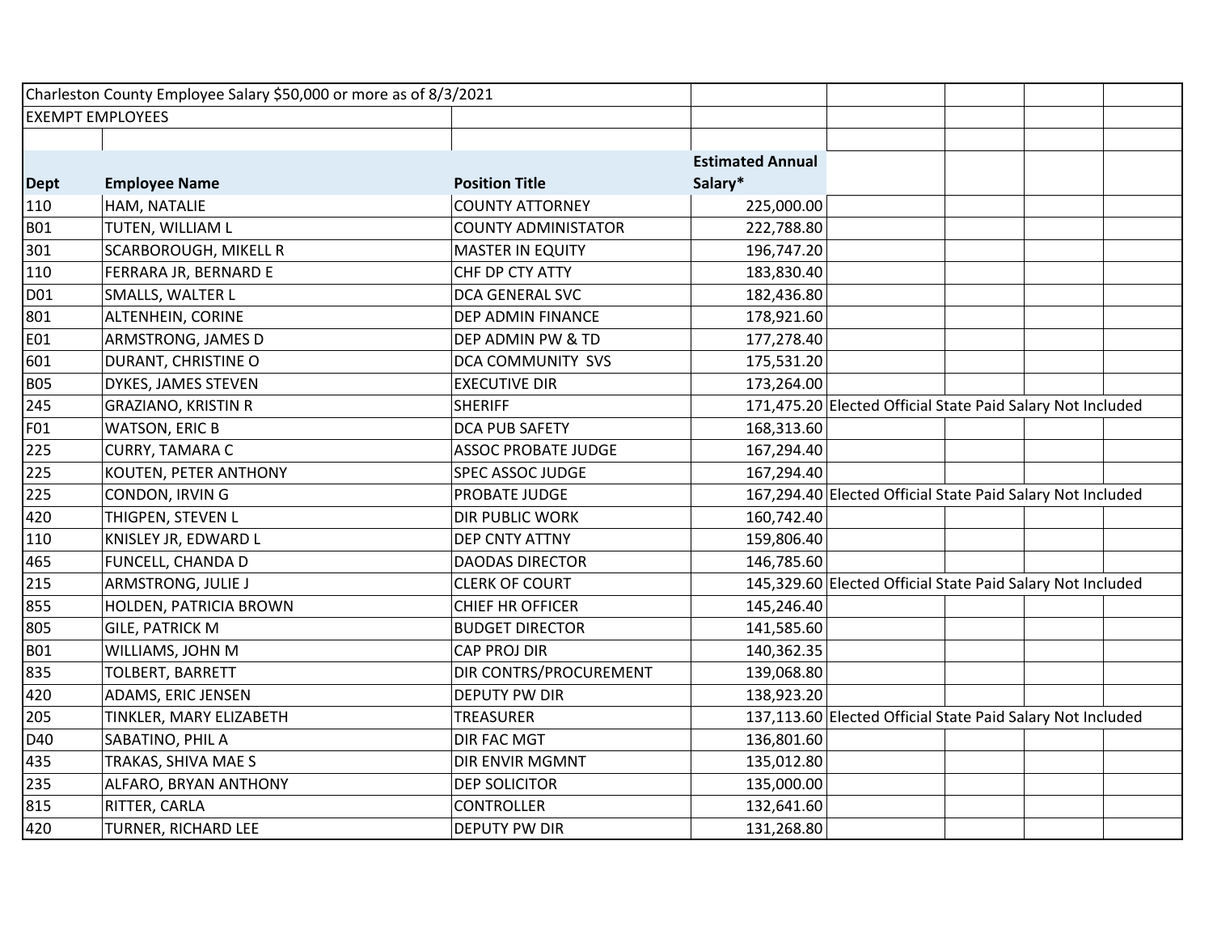Charleston County Employee Salary $50,000 or more as of 8/3/2021

EXEMPT EMPLOYEES

| Dept | Employee Name | Position Title | Estimated Annual Salary* | |
|---|---|---|---|---|
| 110 | HAM, NATALIE | COUNTY ATTORNEY | 225,000.00 | |
| B01 | TUTEN, WILLIAM L | COUNTY ADMINISTATOR | 222,788.80 | |
| 301 | SCARBOROUGH, MIKELL R | MASTER IN EQUITY | 196,747.20 | |
| 110 | FERRARA JR, BERNARD E | CHF DP CTY ATTY | 183,830.40 | |
| D01 | SMALLS, WALTER L | DCA GENERAL SVC | 182,436.80 | |
| 801 | ALTENHEIN, CORINE | DEP ADMIN FINANCE | 178,921.60 | |
| E01 | ARMSTRONG, JAMES D | DEP ADMIN PW & TD | 177,278.40 | |
| 601 | DURANT, CHRISTINE O | DCA COMMUNITY SVS | 175,531.20 | |
| B05 | DYKES, JAMES STEVEN | EXECUTIVE DIR | 173,264.00 | |
| 245 | GRAZIANO, KRISTIN R | SHERIFF | 171,475.20 | Elected Official State Paid Salary Not Included |
| F01 | WATSON, ERIC B | DCA PUB SAFETY | 168,313.60 | |
| 225 | CURRY, TAMARA C | ASSOC PROBATE JUDGE | 167,294.40 | |
| 225 | KOUTEN, PETER ANTHONY | SPEC ASSOC JUDGE | 167,294.40 | |
| 225 | CONDON, IRVIN G | PROBATE JUDGE | 167,294.40 | Elected Official State Paid Salary Not Included |
| 420 | THIGPEN, STEVEN L | DIR PUBLIC WORK | 160,742.40 | |
| 110 | KNISLEY JR, EDWARD L | DEP CNTY ATTNY | 159,806.40 | |
| 465 | FUNCELL, CHANDA D | DAODAS DIRECTOR | 146,785.60 | |
| 215 | ARMSTRONG, JULIE J | CLERK OF COURT | 145,329.60 | Elected Official State Paid Salary Not Included |
| 855 | HOLDEN, PATRICIA BROWN | CHIEF HR OFFICER | 145,246.40 | |
| 805 | GILE, PATRICK M | BUDGET DIRECTOR | 141,585.60 | |
| B01 | WILLIAMS, JOHN M | CAP PROJ DIR | 140,362.35 | |
| 835 | TOLBERT, BARRETT | DIR CONTRS/PROCUREMENT | 139,068.80 | |
| 420 | ADAMS, ERIC JENSEN | DEPUTY PW DIR | 138,923.20 | |
| 205 | TINKLER, MARY ELIZABETH | TREASURER | 137,113.60 | Elected Official State Paid Salary Not Included |
| D40 | SABATINO, PHIL A | DIR FAC MGT | 136,801.60 | |
| 435 | TRAKAS, SHIVA MAE S | DIR ENVIR MGMNT | 135,012.80 | |
| 235 | ALFARO, BRYAN ANTHONY | DEP SOLICITOR | 135,000.00 | |
| 815 | RITTER, CARLA | CONTROLLER | 132,641.60 | |
| 420 | TURNER, RICHARD LEE | DEPUTY PW DIR | 131,268.80 | |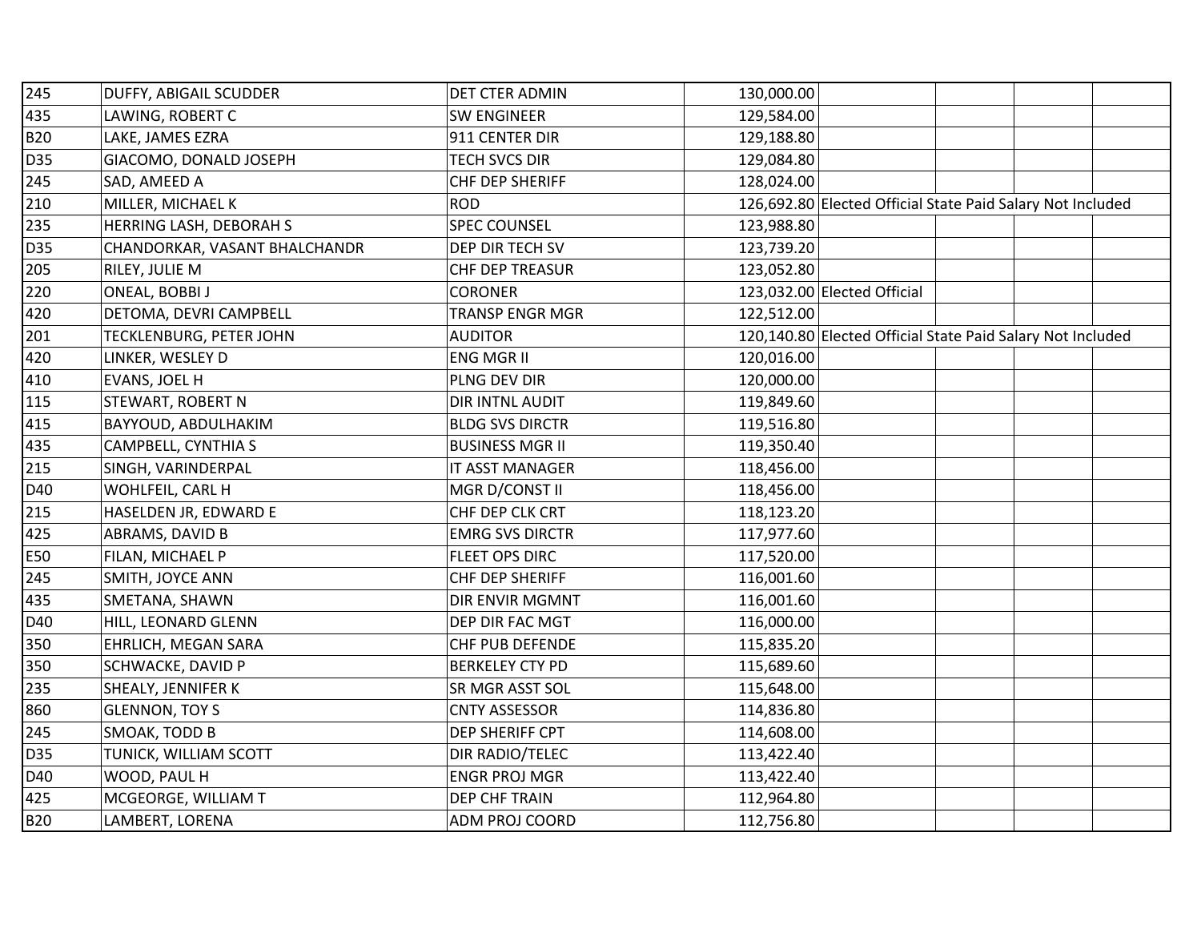| | | | | | | | |
|---|---|---|---|---|---|---|---|
| 245 | DUFFY, ABIGAIL SCUDDER | DET CTER ADMIN | 130,000.00 | | | | |
| 435 | LAWING, ROBERT C | SW ENGINEER | 129,584.00 | | | | |
| B20 | LAKE, JAMES EZRA | 911 CENTER DIR | 129,188.80 | | | | |
| D35 | GIACOMO, DONALD JOSEPH | TECH SVCS DIR | 129,084.80 | | | | |
| 245 | SAD, AMEED A | CHF DEP SHERIFF | 128,024.00 | | | | |
| 210 | MILLER, MICHAEL K | ROD | 126,692.80 | Elected Official State Paid Salary Not Included | | | |
| 235 | HERRING LASH, DEBORAH S | SPEC COUNSEL | 123,988.80 | | | | |
| D35 | CHANDORKAR, VASANT BHALCHANDR | DEP DIR TECH SV | 123,739.20 | | | | |
| 205 | RILEY, JULIE M | CHF DEP TREASUR | 123,052.80 | | | | |
| 220 | ONEAL, BOBBI J | CORONER | 123,032.00 | Elected Official | | | |
| 420 | DETOMA, DEVRI CAMPBELL | TRANSP ENGR MGR | 122,512.00 | | | | |
| 201 | TECKLENBURG, PETER JOHN | AUDITOR | 120,140.80 | Elected Official State Paid Salary Not Included | | | |
| 420 | LINKER, WESLEY D | ENG MGR II | 120,016.00 | | | | |
| 410 | EVANS, JOEL H | PLNG DEV DIR | 120,000.00 | | | | |
| 115 | STEWART, ROBERT N | DIR INTNL AUDIT | 119,849.60 | | | | |
| 415 | BAYYOUD, ABDULHAKIM | BLDG SVS DIRCTR | 119,516.80 | | | | |
| 435 | CAMPBELL, CYNTHIA S | BUSINESS MGR II | 119,350.40 | | | | |
| 215 | SINGH, VARINDERPAL | IT ASST MANAGER | 118,456.00 | | | | |
| D40 | WOHLFEIL, CARL H | MGR D/CONST II | 118,456.00 | | | | |
| 215 | HASELDEN JR, EDWARD E | CHF DEP CLK CRT | 118,123.20 | | | | |
| 425 | ABRAMS, DAVID B | EMRG SVS DIRCTR | 117,977.60 | | | | |
| E50 | FILAN, MICHAEL P | FLEET OPS DIRC | 117,520.00 | | | | |
| 245 | SMITH, JOYCE ANN | CHF DEP SHERIFF | 116,001.60 | | | | |
| 435 | SMETANA, SHAWN | DIR ENVIR MGMNT | 116,001.60 | | | | |
| D40 | HILL, LEONARD GLENN | DEP DIR FAC MGT | 116,000.00 | | | | |
| 350 | EHRLICH, MEGAN SARA | CHF PUB DEFENDE | 115,835.20 | | | | |
| 350 | SCHWACKE, DAVID P | BERKELEY CTY PD | 115,689.60 | | | | |
| 235 | SHEALY, JENNIFER K | SR MGR ASST SOL | 115,648.00 | | | | |
| 860 | GLENNON, TOY S | CNTY ASSESSOR | 114,836.80 | | | | |
| 245 | SMOAK, TODD B | DEP SHERIFF CPT | 114,608.00 | | | | |
| D35 | TUNICK, WILLIAM SCOTT | DIR RADIO/TELEC | 113,422.40 | | | | |
| D40 | WOOD, PAUL H | ENGR PROJ MGR | 113,422.40 | | | | |
| 425 | MCGEORGE, WILLIAM T | DEP CHF TRAIN | 112,964.80 | | | | |
| B20 | LAMBERT, LORENA | ADM PROJ COORD | 112,756.80 | | | | |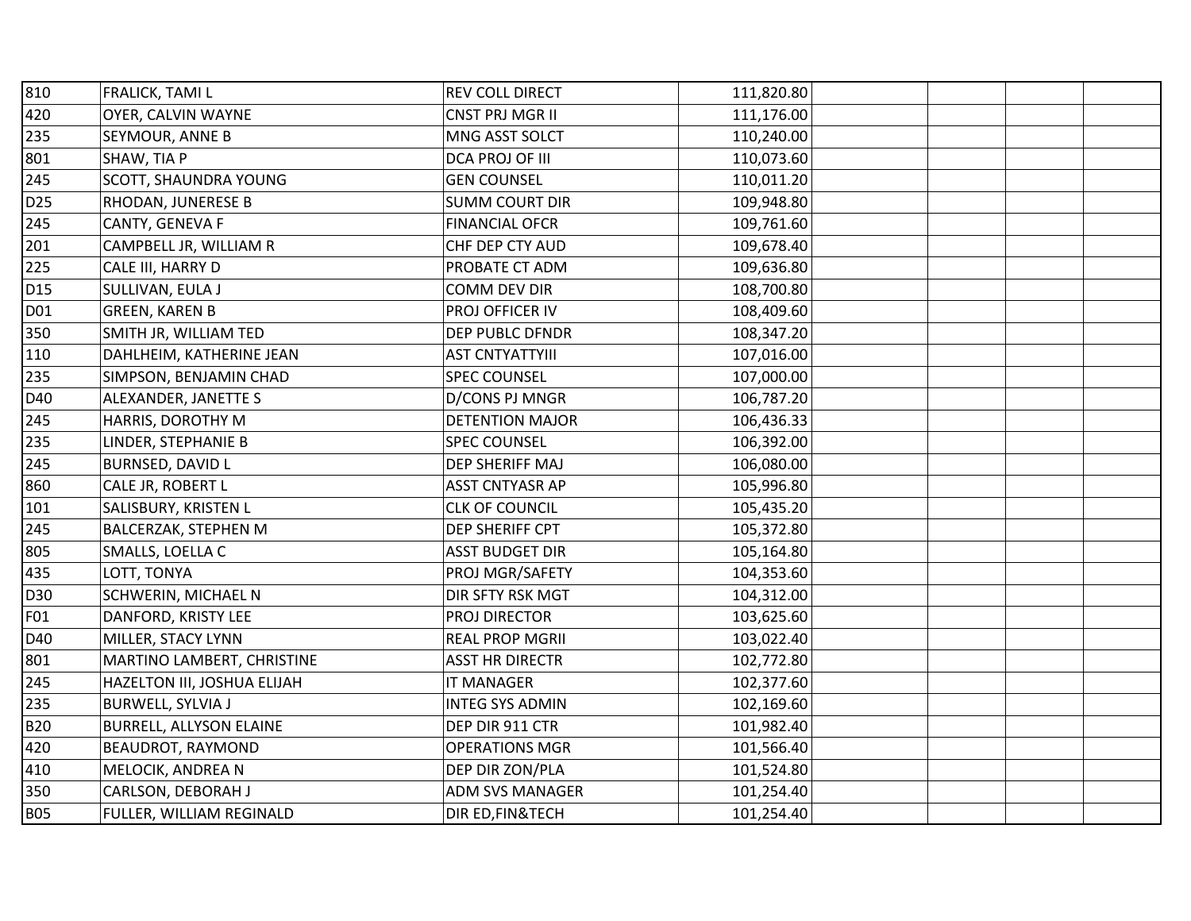| | | | | | | | |
|---|---|---|---|---|---|---|---|
| 810 | FRALICK, TAMI L | REV COLL DIRECT | 111,820.80 | | | | |
| 420 | OYER, CALVIN WAYNE | CNST PRJ MGR II | 111,176.00 | | | | |
| 235 | SEYMOUR, ANNE B | MNG ASST SOLCT | 110,240.00 | | | | |
| 801 | SHAW, TIA P | DCA PROJ OF III | 110,073.60 | | | | |
| 245 | SCOTT, SHAUNDRA YOUNG | GEN COUNSEL | 110,011.20 | | | | |
| D25 | RHODAN, JUNERESE B | SUMM COURT DIR | 109,948.80 | | | | |
| 245 | CANTY, GENEVA F | FINANCIAL OFCR | 109,761.60 | | | | |
| 201 | CAMPBELL JR, WILLIAM R | CHF DEP CTY AUD | 109,678.40 | | | | |
| 225 | CALE III, HARRY D | PROBATE CT ADM | 109,636.80 | | | | |
| D15 | SULLIVAN, EULA J | COMM DEV DIR | 108,700.80 | | | | |
| D01 | GREEN, KAREN B | PROJ OFFICER IV | 108,409.60 | | | | |
| 350 | SMITH JR, WILLIAM TED | DEP PUBLC DFNDR | 108,347.20 | | | | |
| 110 | DAHLHEIM, KATHERINE JEAN | AST CNTYATTYIII | 107,016.00 | | | | |
| 235 | SIMPSON, BENJAMIN CHAD | SPEC COUNSEL | 107,000.00 | | | | |
| D40 | ALEXANDER, JANETTE S | D/CONS PJ MNGR | 106,787.20 | | | | |
| 245 | HARRIS, DOROTHY M | DETENTION MAJOR | 106,436.33 | | | | |
| 235 | LINDER, STEPHANIE B | SPEC COUNSEL | 106,392.00 | | | | |
| 245 | BURNSED, DAVID L | DEP SHERIFF MAJ | 106,080.00 | | | | |
| 860 | CALE JR, ROBERT L | ASST CNTYASR AP | 105,996.80 | | | | |
| 101 | SALISBURY, KRISTEN L | CLK OF COUNCIL | 105,435.20 | | | | |
| 245 | BALCERZAK, STEPHEN M | DEP SHERIFF CPT | 105,372.80 | | | | |
| 805 | SMALLS, LOELLA C | ASST BUDGET DIR | 105,164.80 | | | | |
| 435 | LOTT, TONYA | PROJ MGR/SAFETY | 104,353.60 | | | | |
| D30 | SCHWERIN, MICHAEL N | DIR SFTY RSK MGT | 104,312.00 | | | | |
| F01 | DANFORD, KRISTY LEE | PROJ DIRECTOR | 103,625.60 | | | | |
| D40 | MILLER, STACY LYNN | REAL PROP MGRII | 103,022.40 | | | | |
| 801 | MARTINO LAMBERT, CHRISTINE | ASST HR DIRECTR | 102,772.80 | | | | |
| 245 | HAZELTON III, JOSHUA ELIJAH | IT MANAGER | 102,377.60 | | | | |
| 235 | BURWELL, SYLVIA J | INTEG SYS ADMIN | 102,169.60 | | | | |
| B20 | BURRELL, ALLYSON ELAINE | DEP DIR 911 CTR | 101,982.40 | | | | |
| 420 | BEAUDROT, RAYMOND | OPERATIONS MGR | 101,566.40 | | | | |
| 410 | MELOCIK, ANDREA N | DEP DIR ZON/PLA | 101,524.80 | | | | |
| 350 | CARLSON, DEBORAH J | ADM SVS MANAGER | 101,254.40 | | | | |
| B05 | FULLER, WILLIAM REGINALD | DIR ED,FIN&TECH | 101,254.40 | | | | |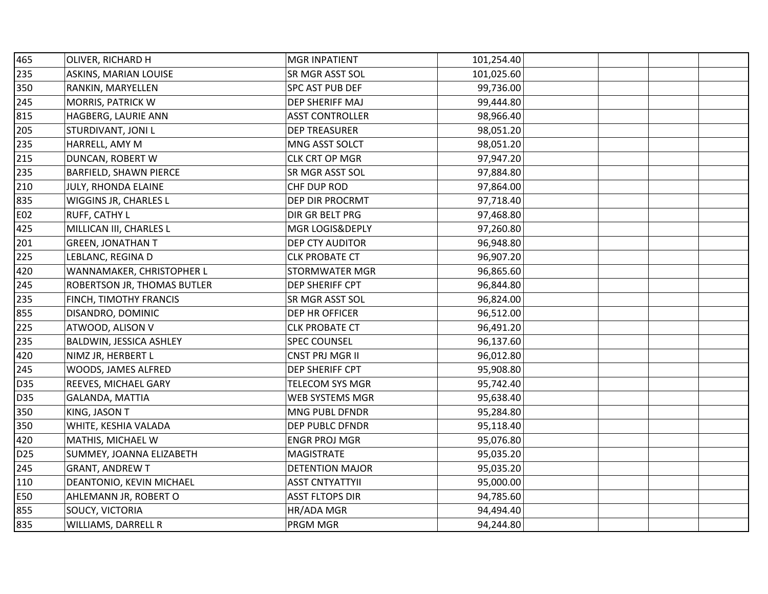| | | | | | | | |
|---|---|---|---|---|---|---|---|
| 465 | OLIVER, RICHARD H | MGR INPATIENT | 101,254.40 | | | | |
| 235 | ASKINS, MARIAN LOUISE | SR MGR ASST SOL | 101,025.60 | | | | |
| 350 | RANKIN, MARYELLEN | SPC AST PUB DEF | 99,736.00 | | | | |
| 245 | MORRIS, PATRICK W | DEP SHERIFF MAJ | 99,444.80 | | | | |
| 815 | HAGBERG, LAURIE ANN | ASST CONTROLLER | 98,966.40 | | | | |
| 205 | STURDIVANT, JONI L | DEP TREASURER | 98,051.20 | | | | |
| 235 | HARRELL, AMY M | MNG ASST SOLCT | 98,051.20 | | | | |
| 215 | DUNCAN, ROBERT W | CLK CRT OP MGR | 97,947.20 | | | | |
| 235 | BARFIELD, SHAWN PIERCE | SR MGR ASST SOL | 97,884.80 | | | | |
| 210 | JULY, RHONDA ELAINE | CHF DUP ROD | 97,864.00 | | | | |
| 835 | WIGGINS JR, CHARLES L | DEP DIR PROCRMT | 97,718.40 | | | | |
| E02 | RUFF, CATHY L | DIR GR BELT PRG | 97,468.80 | | | | |
| 425 | MILLICAN III, CHARLES L | MGR LOGIS&DEPLY | 97,260.80 | | | | |
| 201 | GREEN, JONATHAN T | DEP CTY AUDITOR | 96,948.80 | | | | |
| 225 | LEBLANC, REGINA D | CLK PROBATE CT | 96,907.20 | | | | |
| 420 | WANNAMAKER, CHRISTOPHER L | STORMWATER MGR | 96,865.60 | | | | |
| 245 | ROBERTSON JR, THOMAS BUTLER | DEP SHERIFF CPT | 96,844.80 | | | | |
| 235 | FINCH, TIMOTHY FRANCIS | SR MGR ASST SOL | 96,824.00 | | | | |
| 855 | DISANDRO, DOMINIC | DEP HR OFFICER | 96,512.00 | | | | |
| 225 | ATWOOD, ALISON V | CLK PROBATE CT | 96,491.20 | | | | |
| 235 | BALDWIN, JESSICA ASHLEY | SPEC COUNSEL | 96,137.60 | | | | |
| 420 | NIMZ JR, HERBERT L | CNST PRJ MGR II | 96,012.80 | | | | |
| 245 | WOODS, JAMES ALFRED | DEP SHERIFF CPT | 95,908.80 | | | | |
| D35 | REEVES, MICHAEL GARY | TELECOM SYS MGR | 95,742.40 | | | | |
| D35 | GALANDA, MATTIA | WEB SYSTEMS MGR | 95,638.40 | | | | |
| 350 | KING, JASON T | MNG PUBL DFNDR | 95,284.80 | | | | |
| 350 | WHITE, KESHIA VALADA | DEP PUBLC DFNDR | 95,118.40 | | | | |
| 420 | MATHIS, MICHAEL W | ENGR PROJ MGR | 95,076.80 | | | | |
| D25 | SUMMEY, JOANNA ELIZABETH | MAGISTRATE | 95,035.20 | | | | |
| 245 | GRANT, ANDREW T | DETENTION MAJOR | 95,035.20 | | | | |
| 110 | DEANTONIO, KEVIN MICHAEL | ASST CNTYATTYII | 95,000.00 | | | | |
| E50 | AHLEMANN JR, ROBERT O | ASST FLTOPS DIR | 94,785.60 | | | | |
| 855 | SOUCY, VICTORIA | HR/ADA MGR | 94,494.40 | | | | |
| 835 | WILLIAMS, DARRELL R | PRGM MGR | 94,244.80 | | | | |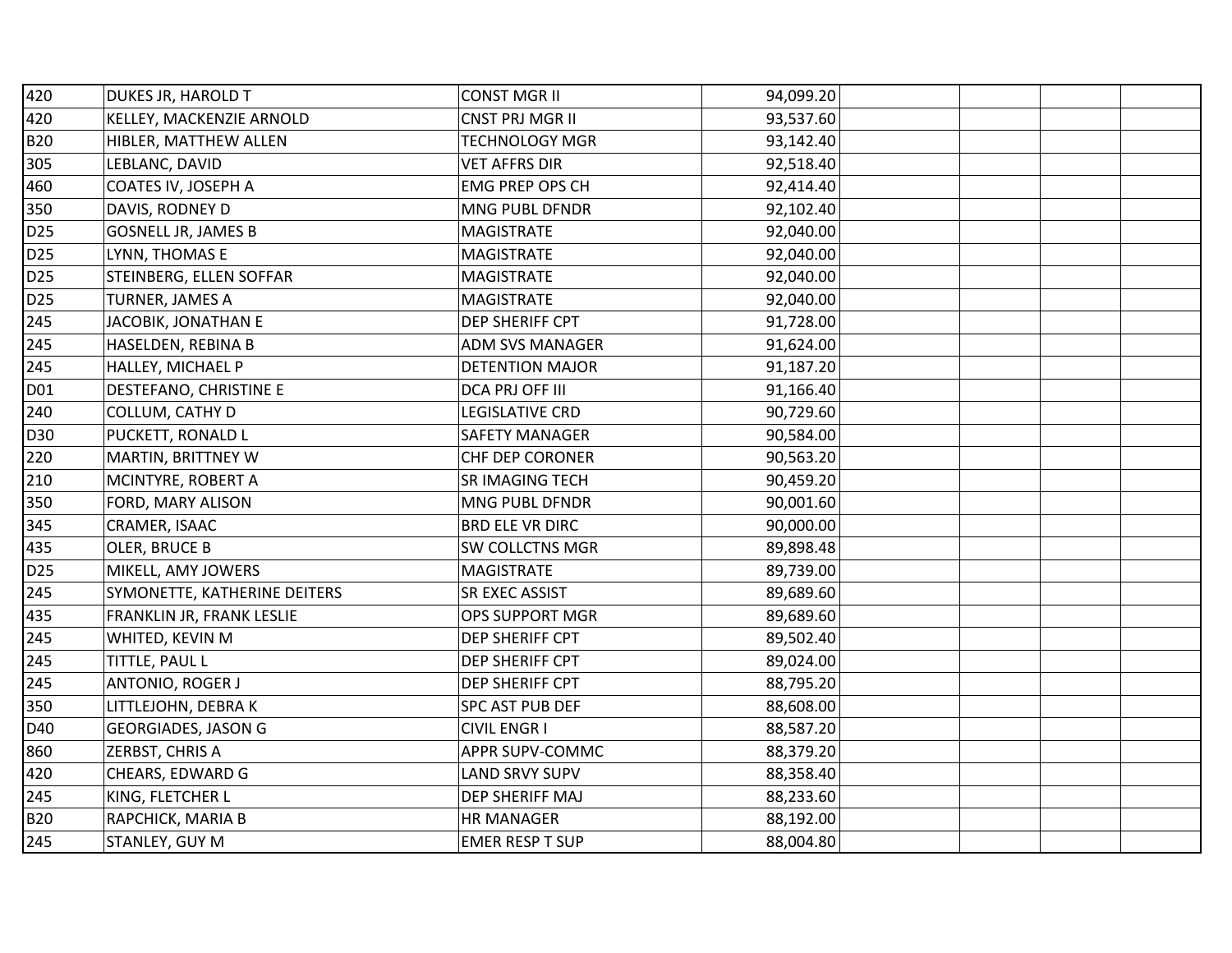| | | | | | | | |
|---|---|---|---|---|---|---|---|
| 420 | DUKES JR, HAROLD T | CONST MGR II | 94,099.20 | | | | |
| 420 | KELLEY, MACKENZIE ARNOLD | CNST PRJ MGR II | 93,537.60 | | | | |
| B20 | HIBLER, MATTHEW ALLEN | TECHNOLOGY MGR | 93,142.40 | | | | |
| 305 | LEBLANC, DAVID | VET AFFRS DIR | 92,518.40 | | | | |
| 460 | COATES IV, JOSEPH A | EMG PREP OPS CH | 92,414.40 | | | | |
| 350 | DAVIS, RODNEY D | MNG PUBL DFNDR | 92,102.40 | | | | |
| D25 | GOSNELL JR, JAMES B | MAGISTRATE | 92,040.00 | | | | |
| D25 | LYNN, THOMAS E | MAGISTRATE | 92,040.00 | | | | |
| D25 | STEINBERG, ELLEN SOFFAR | MAGISTRATE | 92,040.00 | | | | |
| D25 | TURNER, JAMES A | MAGISTRATE | 92,040.00 | | | | |
| 245 | JACOBIK, JONATHAN E | DEP SHERIFF CPT | 91,728.00 | | | | |
| 245 | HASELDEN, REBINA B | ADM SVS MANAGER | 91,624.00 | | | | |
| 245 | HALLEY, MICHAEL P | DETENTION MAJOR | 91,187.20 | | | | |
| D01 | DESTEFANO, CHRISTINE E | DCA PRJ OFF III | 91,166.40 | | | | |
| 240 | COLLUM, CATHY D | LEGISLATIVE CRD | 90,729.60 | | | | |
| D30 | PUCKETT, RONALD L | SAFETY MANAGER | 90,584.00 | | | | |
| 220 | MARTIN, BRITTNEY W | CHF DEP CORONER | 90,563.20 | | | | |
| 210 | MCINTYRE, ROBERT A | SR IMAGING TECH | 90,459.20 | | | | |
| 350 | FORD, MARY ALISON | MNG PUBL DFNDR | 90,001.60 | | | | |
| 345 | CRAMER, ISAAC | BRD ELE VR DIRC | 90,000.00 | | | | |
| 435 | OLER, BRUCE B | SW COLLCTNS MGR | 89,898.48 | | | | |
| D25 | MIKELL, AMY JOWERS | MAGISTRATE | 89,739.00 | | | | |
| 245 | SYMONETTE, KATHERINE DEITERS | SR EXEC ASSIST | 89,689.60 | | | | |
| 435 | FRANKLIN JR, FRANK LESLIE | OPS SUPPORT MGR | 89,689.60 | | | | |
| 245 | WHITED, KEVIN M | DEP SHERIFF CPT | 89,502.40 | | | | |
| 245 | TITTLE, PAUL L | DEP SHERIFF CPT | 89,024.00 | | | | |
| 245 | ANTONIO, ROGER J | DEP SHERIFF CPT | 88,795.20 | | | | |
| 350 | LITTLEJOHN, DEBRA K | SPC AST PUB DEF | 88,608.00 | | | | |
| D40 | GEORGIADES, JASON G | CIVIL ENGR I | 88,587.20 | | | | |
| 860 | ZERBST, CHRIS A | APPR SUPV-COMMC | 88,379.20 | | | | |
| 420 | CHEARS, EDWARD G | LAND SRVY SUPV | 88,358.40 | | | | |
| 245 | KING, FLETCHER L | DEP SHERIFF MAJ | 88,233.60 | | | | |
| B20 | RAPCHICK, MARIA B | HR MANAGER | 88,192.00 | | | | |
| 245 | STANLEY, GUY M | EMER RESP T SUP | 88,004.80 | | | | |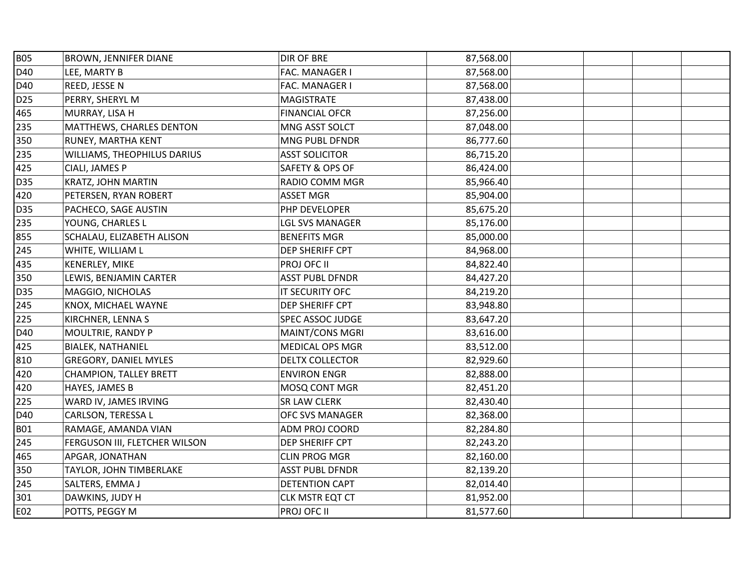| | | | | | | | |
|---|---|---|---|---|---|---|---|
| B05 | BROWN, JENNIFER DIANE | DIR OF BRE | 87,568.00 | | | | |
| D40 | LEE, MARTY B | FAC. MANAGER I | 87,568.00 | | | | |
| D40 | REED, JESSE N | FAC. MANAGER I | 87,568.00 | | | | |
| D25 | PERRY, SHERYL M | MAGISTRATE | 87,438.00 | | | | |
| 465 | MURRAY, LISA H | FINANCIAL OFCR | 87,256.00 | | | | |
| 235 | MATTHEWS, CHARLES DENTON | MNG ASST SOLCT | 87,048.00 | | | | |
| 350 | RUNEY, MARTHA KENT | MNG PUBL DFNDR | 86,777.60 | | | | |
| 235 | WILLIAMS, THEOPHILUS DARIUS | ASST SOLICITOR | 86,715.20 | | | | |
| 425 | CIALI, JAMES P | SAFETY & OPS OF | 86,424.00 | | | | |
| D35 | KRATZ, JOHN MARTIN | RADIO COMM MGR | 85,966.40 | | | | |
| 420 | PETERSEN, RYAN ROBERT | ASSET MGR | 85,904.00 | | | | |
| D35 | PACHECO, SAGE AUSTIN | PHP DEVELOPER | 85,675.20 | | | | |
| 235 | YOUNG, CHARLES L | LGL SVS MANAGER | 85,176.00 | | | | |
| 855 | SCHALAU, ELIZABETH ALISON | BENEFITS MGR | 85,000.00 | | | | |
| 245 | WHITE, WILLIAM L | DEP SHERIFF CPT | 84,968.00 | | | | |
| 435 | KENERLEY, MIKE | PROJ OFC II | 84,822.40 | | | | |
| 350 | LEWIS, BENJAMIN CARTER | ASST PUBL DFNDR | 84,427.20 | | | | |
| D35 | MAGGIO, NICHOLAS | IT SECURITY OFC | 84,219.20 | | | | |
| 245 | KNOX, MICHAEL WAYNE | DEP SHERIFF CPT | 83,948.80 | | | | |
| 225 | KIRCHNER, LENNA S | SPEC ASSOC JUDGE | 83,647.20 | | | | |
| D40 | MOULTRIE, RANDY P | MAINT/CONS MGRI | 83,616.00 | | | | |
| 425 | BIALEK, NATHANIEL | MEDICAL OPS MGR | 83,512.00 | | | | |
| 810 | GREGORY, DANIEL MYLES | DELTX COLLECTOR | 82,929.60 | | | | |
| 420 | CHAMPION, TALLEY BRETT | ENVIRON ENGR | 82,888.00 | | | | |
| 420 | HAYES, JAMES B | MOSQ CONT MGR | 82,451.20 | | | | |
| 225 | WARD IV, JAMES IRVING | SR LAW CLERK | 82,430.40 | | | | |
| D40 | CARLSON, TERESSA L | OFC SVS MANAGER | 82,368.00 | | | | |
| B01 | RAMAGE, AMANDA VIAN | ADM PROJ COORD | 82,284.80 | | | | |
| 245 | FERGUSON III, FLETCHER WILSON | DEP SHERIFF CPT | 82,243.20 | | | | |
| 465 | APGAR, JONATHAN | CLIN PROG MGR | 82,160.00 | | | | |
| 350 | TAYLOR, JOHN TIMBERLAKE | ASST PUBL DFNDR | 82,139.20 | | | | |
| 245 | SALTERS, EMMA J | DETENTION CAPT | 82,014.40 | | | | |
| 301 | DAWKINS, JUDY H | CLK MSTR EQT CT | 81,952.00 | | | | |
| E02 | POTTS, PEGGY M | PROJ OFC II | 81,577.60 | | | | |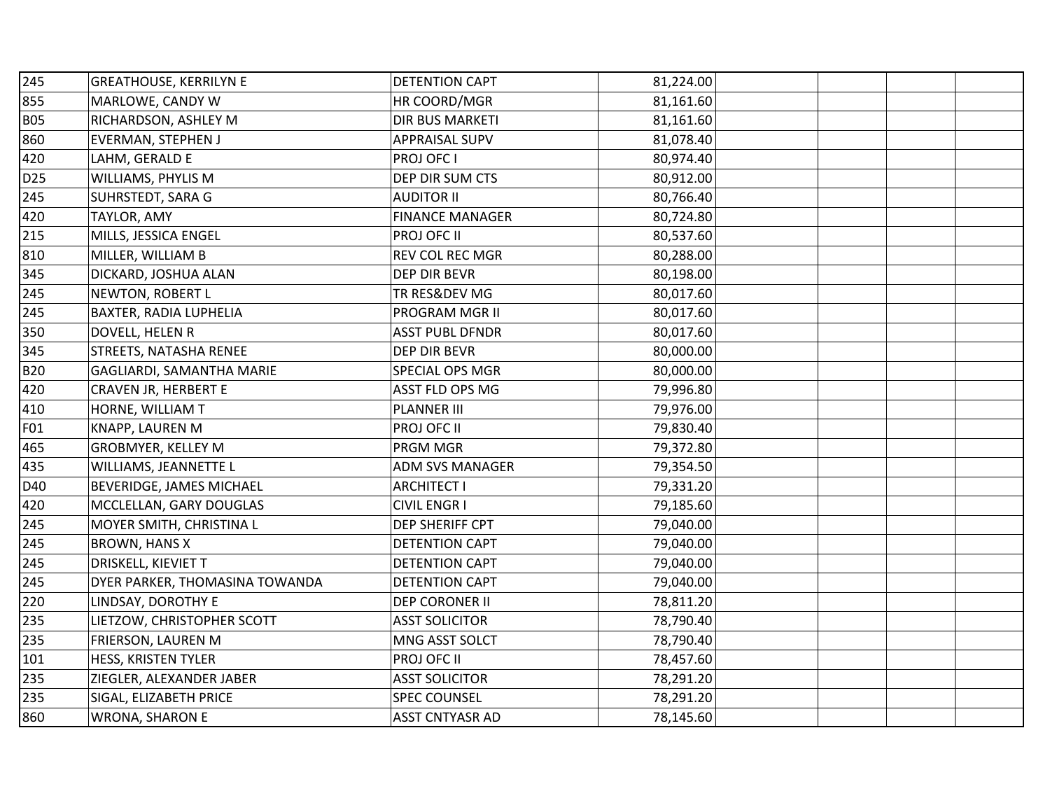| | | | | | | | |
|---|---|---|---|---|---|---|---|
| 245 | GREATHOUSE, KERRILYN E | DETENTION CAPT | 81,224.00 | | | | |
| 855 | MARLOWE, CANDY W | HR COORD/MGR | 81,161.60 | | | | |
| B05 | RICHARDSON, ASHLEY M | DIR BUS MARKETI | 81,161.60 | | | | |
| 860 | EVERMAN, STEPHEN J | APPRAISAL SUPV | 81,078.40 | | | | |
| 420 | LAHM, GERALD E | PROJ OFC I | 80,974.40 | | | | |
| D25 | WILLIAMS, PHYLIS M | DEP DIR SUM CTS | 80,912.00 | | | | |
| 245 | SUHRSTEDT, SARA G | AUDITOR II | 80,766.40 | | | | |
| 420 | TAYLOR, AMY | FINANCE MANAGER | 80,724.80 | | | | |
| 215 | MILLS, JESSICA ENGEL | PROJ OFC II | 80,537.60 | | | | |
| 810 | MILLER, WILLIAM B | REV COL REC MGR | 80,288.00 | | | | |
| 345 | DICKARD, JOSHUA ALAN | DEP DIR BEVR | 80,198.00 | | | | |
| 245 | NEWTON, ROBERT L | TR RES&DEV MG | 80,017.60 | | | | |
| 245 | BAXTER, RADIA LUPHELIA | PROGRAM MGR II | 80,017.60 | | | | |
| 350 | DOVELL, HELEN R | ASST PUBL DFNDR | 80,017.60 | | | | |
| 345 | STREETS, NATASHA RENEE | DEP DIR BEVR | 80,000.00 | | | | |
| B20 | GAGLIARDI, SAMANTHA MARIE | SPECIAL OPS MGR | 80,000.00 | | | | |
| 420 | CRAVEN JR, HERBERT E | ASST FLD OPS MG | 79,996.80 | | | | |
| 410 | HORNE, WILLIAM T | PLANNER III | 79,976.00 | | | | |
| F01 | KNAPP, LAUREN M | PROJ OFC II | 79,830.40 | | | | |
| 465 | GROBMYER, KELLEY M | PRGM MGR | 79,372.80 | | | | |
| 435 | WILLIAMS, JEANNETTE L | ADM SVS MANAGER | 79,354.50 | | | | |
| D40 | BEVERIDGE, JAMES MICHAEL | ARCHITECT I | 79,331.20 | | | | |
| 420 | MCCLELLAN, GARY DOUGLAS | CIVIL ENGR I | 79,185.60 | | | | |
| 245 | MOYER SMITH, CHRISTINA L | DEP SHERIFF CPT | 79,040.00 | | | | |
| 245 | BROWN, HANS X | DETENTION CAPT | 79,040.00 | | | | |
| 245 | DRISKELL, KIEVIET T | DETENTION CAPT | 79,040.00 | | | | |
| 245 | DYER PARKER, THOMASINA TOWANDA | DETENTION CAPT | 79,040.00 | | | | |
| 220 | LINDSAY, DOROTHY E | DEP CORONER II | 78,811.20 | | | | |
| 235 | LIETZOW, CHRISTOPHER SCOTT | ASST SOLICITOR | 78,790.40 | | | | |
| 235 | FRIERSON, LAUREN M | MNG ASST SOLCT | 78,790.40 | | | | |
| 101 | HESS, KRISTEN TYLER | PROJ OFC II | 78,457.60 | | | | |
| 235 | ZIEGLER, ALEXANDER JABER | ASST SOLICITOR | 78,291.20 | | | | |
| 235 | SIGAL, ELIZABETH PRICE | SPEC COUNSEL | 78,291.20 | | | | |
| 860 | WRONA, SHARON E | ASST CNTYASR AD | 78,145.60 | | | | |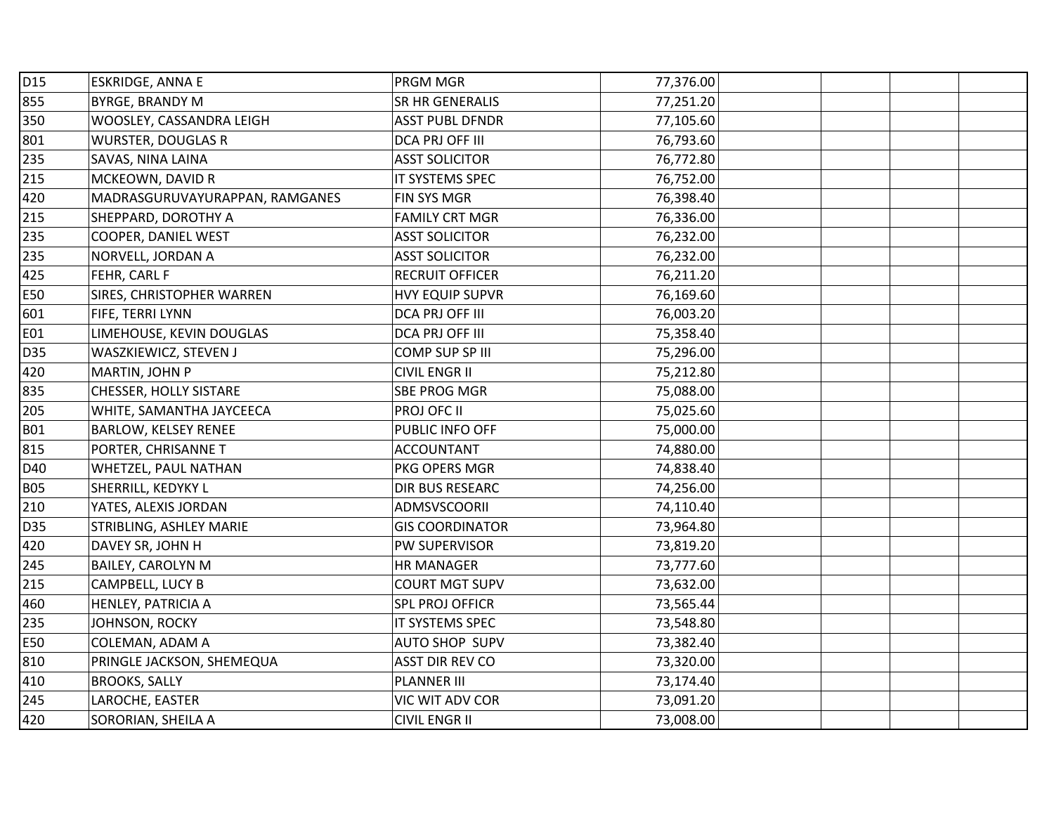| | | | | | | | |
|---|---|---|---|---|---|---|---|
| D15 | ESKRIDGE, ANNA E | PRGM MGR | 77,376.00 | | | | |
| 855 | BYRGE, BRANDY M | SR HR GENERALIS | 77,251.20 | | | | |
| 350 | WOOSLEY, CASSANDRA LEIGH | ASST PUBL DFNDR | 77,105.60 | | | | |
| 801 | WURSTER, DOUGLAS R | DCA PRJ OFF III | 76,793.60 | | | | |
| 235 | SAVAS, NINA LAINA | ASST SOLICITOR | 76,772.80 | | | | |
| 215 | MCKEOWN, DAVID R | IT SYSTEMS SPEC | 76,752.00 | | | | |
| 420 | MADRASGURUVAYURAPPAN, RAMGANES | FIN SYS MGR | 76,398.40 | | | | |
| 215 | SHEPPARD, DOROTHY A | FAMILY CRT MGR | 76,336.00 | | | | |
| 235 | COOPER, DANIEL WEST | ASST SOLICITOR | 76,232.00 | | | | |
| 235 | NORVELL, JORDAN A | ASST SOLICITOR | 76,232.00 | | | | |
| 425 | FEHR, CARL F | RECRUIT OFFICER | 76,211.20 | | | | |
| E50 | SIRES, CHRISTOPHER WARREN | HVY EQUIP SUPVR | 76,169.60 | | | | |
| 601 | FIFE, TERRI LYNN | DCA PRJ OFF III | 76,003.20 | | | | |
| E01 | LIMEHOUSE, KEVIN DOUGLAS | DCA PRJ OFF III | 75,358.40 | | | | |
| D35 | WASZKIEWICZ, STEVEN J | COMP SUP SP III | 75,296.00 | | | | |
| 420 | MARTIN, JOHN P | CIVIL ENGR II | 75,212.80 | | | | |
| 835 | CHESSER, HOLLY SISTARE | SBE PROG MGR | 75,088.00 | | | | |
| 205 | WHITE, SAMANTHA JAYCEECA | PROJ OFC II | 75,025.60 | | | | |
| B01 | BARLOW, KELSEY RENEE | PUBLIC INFO OFF | 75,000.00 | | | | |
| 815 | PORTER, CHRISANNE T | ACCOUNTANT | 74,880.00 | | | | |
| D40 | WHETZEL, PAUL NATHAN | PKG OPERS MGR | 74,838.40 | | | | |
| B05 | SHERRILL, KEDYKY L | DIR BUS RESEARC | 74,256.00 | | | | |
| 210 | YATES, ALEXIS JORDAN | ADMSVSCOORII | 74,110.40 | | | | |
| D35 | STRIBLING, ASHLEY MARIE | GIS COORDINATOR | 73,964.80 | | | | |
| 420 | DAVEY SR, JOHN H | PW SUPERVISOR | 73,819.20 | | | | |
| 245 | BAILEY, CAROLYN M | HR MANAGER | 73,777.60 | | | | |
| 215 | CAMPBELL, LUCY B | COURT MGT SUPV | 73,632.00 | | | | |
| 460 | HENLEY, PATRICIA A | SPL PROJ OFFICR | 73,565.44 | | | | |
| 235 | JOHNSON, ROCKY | IT SYSTEMS SPEC | 73,548.80 | | | | |
| E50 | COLEMAN, ADAM A | AUTO SHOP SUPV | 73,382.40 | | | | |
| 810 | PRINGLE JACKSON, SHEMEQUA | ASST DIR REV CO | 73,320.00 | | | | |
| 410 | BROOKS, SALLY | PLANNER III | 73,174.40 | | | | |
| 245 | LAROCHE, EASTER | VIC WIT ADV COR | 73,091.20 | | | | |
| 420 | SORORIAN, SHEILA A | CIVIL ENGR II | 73,008.00 | | | | |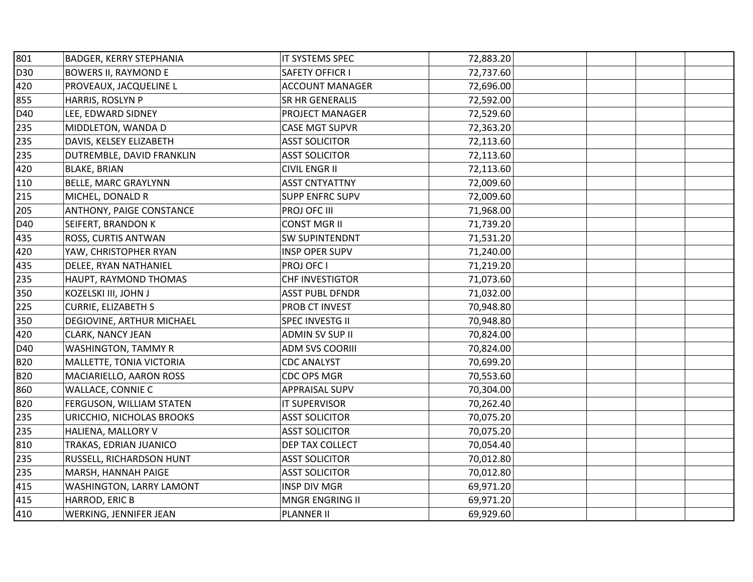| | | | | | | | |
|---|---|---|---|---|---|---|---|
| 801 | BADGER, KERRY STEPHANIA | IT SYSTEMS SPEC | 72,883.20 | | | | |
| D30 | BOWERS II, RAYMOND E | SAFETY OFFICR I | 72,737.60 | | | | |
| 420 | PROVEAUX, JACQUELINE L | ACCOUNT MANAGER | 72,696.00 | | | | |
| 855 | HARRIS, ROSLYN P | SR HR GENERALIS | 72,592.00 | | | | |
| D40 | LEE, EDWARD SIDNEY | PROJECT MANAGER | 72,529.60 | | | | |
| 235 | MIDDLETON, WANDA D | CASE MGT SUPVR | 72,363.20 | | | | |
| 235 | DAVIS, KELSEY ELIZABETH | ASST SOLICITOR | 72,113.60 | | | | |
| 235 | DUTREMBLE, DAVID FRANKLIN | ASST SOLICITOR | 72,113.60 | | | | |
| 420 | BLAKE, BRIAN | CIVIL ENGR II | 72,113.60 | | | | |
| 110 | BELLE, MARC GRAYLYNN | ASST CNTYATTNY | 72,009.60 | | | | |
| 215 | MICHEL, DONALD R | SUPP ENFRC SUPV | 72,009.60 | | | | |
| 205 | ANTHONY, PAIGE CONSTANCE | PROJ OFC III | 71,968.00 | | | | |
| D40 | SEIFERT, BRANDON K | CONST MGR II | 71,739.20 | | | | |
| 435 | ROSS, CURTIS ANTWAN | SW SUPINTENDNT | 71,531.20 | | | | |
| 420 | YAW, CHRISTOPHER RYAN | INSP OPER SUPV | 71,240.00 | | | | |
| 435 | DELEE, RYAN NATHANIEL | PROJ OFC I | 71,219.20 | | | | |
| 235 | HAUPT, RAYMOND THOMAS | CHF INVESTIGTOR | 71,073.60 | | | | |
| 350 | KOZELSKI III, JOHN J | ASST PUBL DFNDR | 71,032.00 | | | | |
| 225 | CURRIE, ELIZABETH S | PROB CT INVEST | 70,948.80 | | | | |
| 350 | DEGIOVINE, ARTHUR MICHAEL | SPEC INVESTG II | 70,948.80 | | | | |
| 420 | CLARK, NANCY JEAN | ADMIN SV SUP II | 70,824.00 | | | | |
| D40 | WASHINGTON, TAMMY R | ADM SVS COORIII | 70,824.00 | | | | |
| B20 | MALLETTE, TONIA VICTORIA | CDC ANALYST | 70,699.20 | | | | |
| B20 | MACIARIELLO, AARON ROSS | CDC OPS MGR | 70,553.60 | | | | |
| 860 | WALLACE, CONNIE C | APPRAISAL SUPV | 70,304.00 | | | | |
| B20 | FERGUSON, WILLIAM STATEN | IT SUPERVISOR | 70,262.40 | | | | |
| 235 | URICCHIO, NICHOLAS BROOKS | ASST SOLICITOR | 70,075.20 | | | | |
| 235 | HALIENA, MALLORY V | ASST SOLICITOR | 70,075.20 | | | | |
| 810 | TRAKAS, EDRIAN JUANICO | DEP TAX COLLECT | 70,054.40 | | | | |
| 235 | RUSSELL, RICHARDSON HUNT | ASST SOLICITOR | 70,012.80 | | | | |
| 235 | MARSH, HANNAH PAIGE | ASST SOLICITOR | 70,012.80 | | | | |
| 415 | WASHINGTON, LARRY LAMONT | INSP DIV MGR | 69,971.20 | | | | |
| 415 | HARROD, ERIC B | MNGR ENGRING II | 69,971.20 | | | | |
| 410 | WERKING, JENNIFER JEAN | PLANNER II | 69,929.60 | | | | |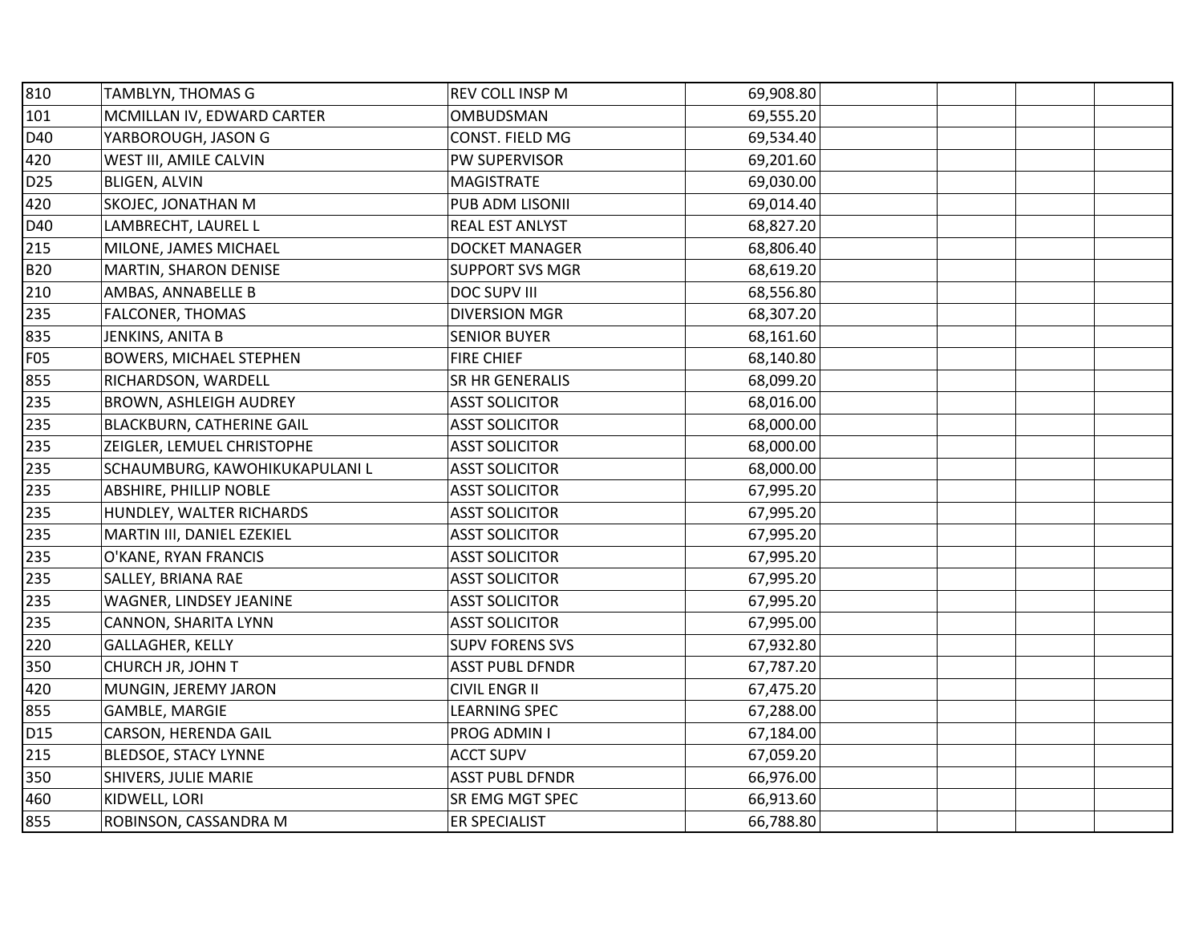| | | | | | | | |
|---|---|---|---|---|---|---|---|
| 810 | TAMBLYN, THOMAS G | REV COLL INSP M | 69,908.80 | | | | |
| 101 | MCMILLAN IV, EDWARD CARTER | OMBUDSMAN | 69,555.20 | | | | |
| D40 | YARBOROUGH, JASON G | CONST. FIELD MG | 69,534.40 | | | | |
| 420 | WEST III, AMILE CALVIN | PW SUPERVISOR | 69,201.60 | | | | |
| D25 | BLIGEN, ALVIN | MAGISTRATE | 69,030.00 | | | | |
| 420 | SKOJEC, JONATHAN M | PUB ADM LISONII | 69,014.40 | | | | |
| D40 | LAMBRECHT, LAUREL L | REAL EST ANLYST | 68,827.20 | | | | |
| 215 | MILONE, JAMES MICHAEL | DOCKET MANAGER | 68,806.40 | | | | |
| B20 | MARTIN, SHARON DENISE | SUPPORT SVS MGR | 68,619.20 | | | | |
| 210 | AMBAS, ANNABELLE B | DOC SUPV III | 68,556.80 | | | | |
| 235 | FALCONER, THOMAS | DIVERSION MGR | 68,307.20 | | | | |
| 835 | JENKINS, ANITA B | SENIOR BUYER | 68,161.60 | | | | |
| F05 | BOWERS, MICHAEL STEPHEN | FIRE CHIEF | 68,140.80 | | | | |
| 855 | RICHARDSON, WARDELL | SR HR GENERALIS | 68,099.20 | | | | |
| 235 | BROWN, ASHLEIGH AUDREY | ASST SOLICITOR | 68,016.00 | | | | |
| 235 | BLACKBURN, CATHERINE GAIL | ASST SOLICITOR | 68,000.00 | | | | |
| 235 | ZEIGLER, LEMUEL CHRISTOPHE | ASST SOLICITOR | 68,000.00 | | | | |
| 235 | SCHAUMBURG, KAWOHIKUKAPULANI L | ASST SOLICITOR | 68,000.00 | | | | |
| 235 | ABSHIRE, PHILLIP NOBLE | ASST SOLICITOR | 67,995.20 | | | | |
| 235 | HUNDLEY, WALTER RICHARDS | ASST SOLICITOR | 67,995.20 | | | | |
| 235 | MARTIN III, DANIEL EZEKIEL | ASST SOLICITOR | 67,995.20 | | | | |
| 235 | O'KANE, RYAN FRANCIS | ASST SOLICITOR | 67,995.20 | | | | |
| 235 | SALLEY, BRIANA RAE | ASST SOLICITOR | 67,995.20 | | | | |
| 235 | WAGNER, LINDSEY JEANINE | ASST SOLICITOR | 67,995.20 | | | | |
| 235 | CANNON, SHARITA LYNN | ASST SOLICITOR | 67,995.00 | | | | |
| 220 | GALLAGHER, KELLY | SUPV FORENS SVS | 67,932.80 | | | | |
| 350 | CHURCH JR, JOHN T | ASST PUBL DFNDR | 67,787.20 | | | | |
| 420 | MUNGIN, JEREMY JARON | CIVIL ENGR II | 67,475.20 | | | | |
| 855 | GAMBLE, MARGIE | LEARNING SPEC | 67,288.00 | | | | |
| D15 | CARSON, HERENDA GAIL | PROG ADMIN I | 67,184.00 | | | | |
| 215 | BLEDSOE, STACY LYNNE | ACCT SUPV | 67,059.20 | | | | |
| 350 | SHIVERS, JULIE MARIE | ASST PUBL DFNDR | 66,976.00 | | | | |
| 460 | KIDWELL, LORI | SR EMG MGT SPEC | 66,913.60 | | | | |
| 855 | ROBINSON, CASSANDRA M | ER SPECIALIST | 66,788.80 | | | | |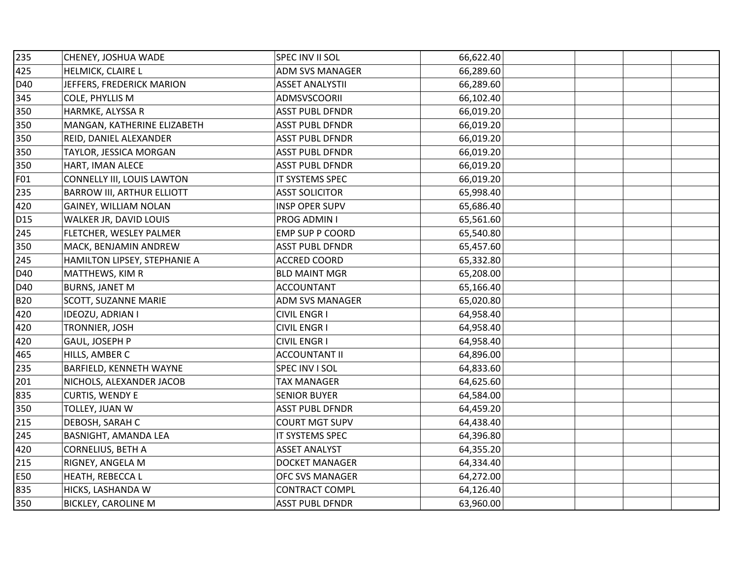| | | | | | | | |
|---|---|---|---|---|---|---|---|
| 235 | CHENEY, JOSHUA WADE | SPEC INV II SOL | 66,622.40 | | | | |
| 425 | HELMICK, CLAIRE L | ADM SVS MANAGER | 66,289.60 | | | | |
| D40 | JEFFERS, FREDERICK MARION | ASSET ANALYSTII | 66,289.60 | | | | |
| 345 | COLE, PHYLLIS M | ADMSVSCOORII | 66,102.40 | | | | |
| 350 | HARMKE, ALYSSA R | ASST PUBL DFNDR | 66,019.20 | | | | |
| 350 | MANGAN, KATHERINE ELIZABETH | ASST PUBL DFNDR | 66,019.20 | | | | |
| 350 | REID, DANIEL ALEXANDER | ASST PUBL DFNDR | 66,019.20 | | | | |
| 350 | TAYLOR, JESSICA MORGAN | ASST PUBL DFNDR | 66,019.20 | | | | |
| 350 | HART, IMAN ALECE | ASST PUBL DFNDR | 66,019.20 | | | | |
| F01 | CONNELLY III, LOUIS LAWTON | IT SYSTEMS SPEC | 66,019.20 | | | | |
| 235 | BARROW III, ARTHUR ELLIOTT | ASST SOLICITOR | 65,998.40 | | | | |
| 420 | GAINEY, WILLIAM NOLAN | INSP OPER SUPV | 65,686.40 | | | | |
| D15 | WALKER JR, DAVID LOUIS | PROG ADMIN I | 65,561.60 | | | | |
| 245 | FLETCHER, WESLEY PALMER | EMP SUP P COORD | 65,540.80 | | | | |
| 350 | MACK, BENJAMIN ANDREW | ASST PUBL DFNDR | 65,457.60 | | | | |
| 245 | HAMILTON LIPSEY, STEPHANIE A | ACCRED COORD | 65,332.80 | | | | |
| D40 | MATTHEWS, KIM R | BLD MAINT MGR | 65,208.00 | | | | |
| D40 | BURNS, JANET M | ACCOUNTANT | 65,166.40 | | | | |
| B20 | SCOTT, SUZANNE MARIE | ADM SVS MANAGER | 65,020.80 | | | | |
| 420 | IDEOZU, ADRIAN I | CIVIL ENGR I | 64,958.40 | | | | |
| 420 | TRONNIER, JOSH | CIVIL ENGR I | 64,958.40 | | | | |
| 420 | GAUL, JOSEPH P | CIVIL ENGR I | 64,958.40 | | | | |
| 465 | HILLS, AMBER C | ACCOUNTANT II | 64,896.00 | | | | |
| 235 | BARFIELD, KENNETH WAYNE | SPEC INV I SOL | 64,833.60 | | | | |
| 201 | NICHOLS, ALEXANDER JACOB | TAX MANAGER | 64,625.60 | | | | |
| 835 | CURTIS, WENDY E | SENIOR BUYER | 64,584.00 | | | | |
| 350 | TOLLEY, JUAN W | ASST PUBL DFNDR | 64,459.20 | | | | |
| 215 | DEBOSH, SARAH C | COURT MGT SUPV | 64,438.40 | | | | |
| 245 | BASNIGHT, AMANDA LEA | IT SYSTEMS SPEC | 64,396.80 | | | | |
| 420 | CORNELIUS, BETH A | ASSET ANALYST | 64,355.20 | | | | |
| 215 | RIGNEY, ANGELA M | DOCKET MANAGER | 64,334.40 | | | | |
| E50 | HEATH, REBECCA L | OFC SVS MANAGER | 64,272.00 | | | | |
| 835 | HICKS, LASHANDA W | CONTRACT COMPL | 64,126.40 | | | | |
| 350 | BICKLEY, CAROLINE M | ASST PUBL DFNDR | 63,960.00 | | | | |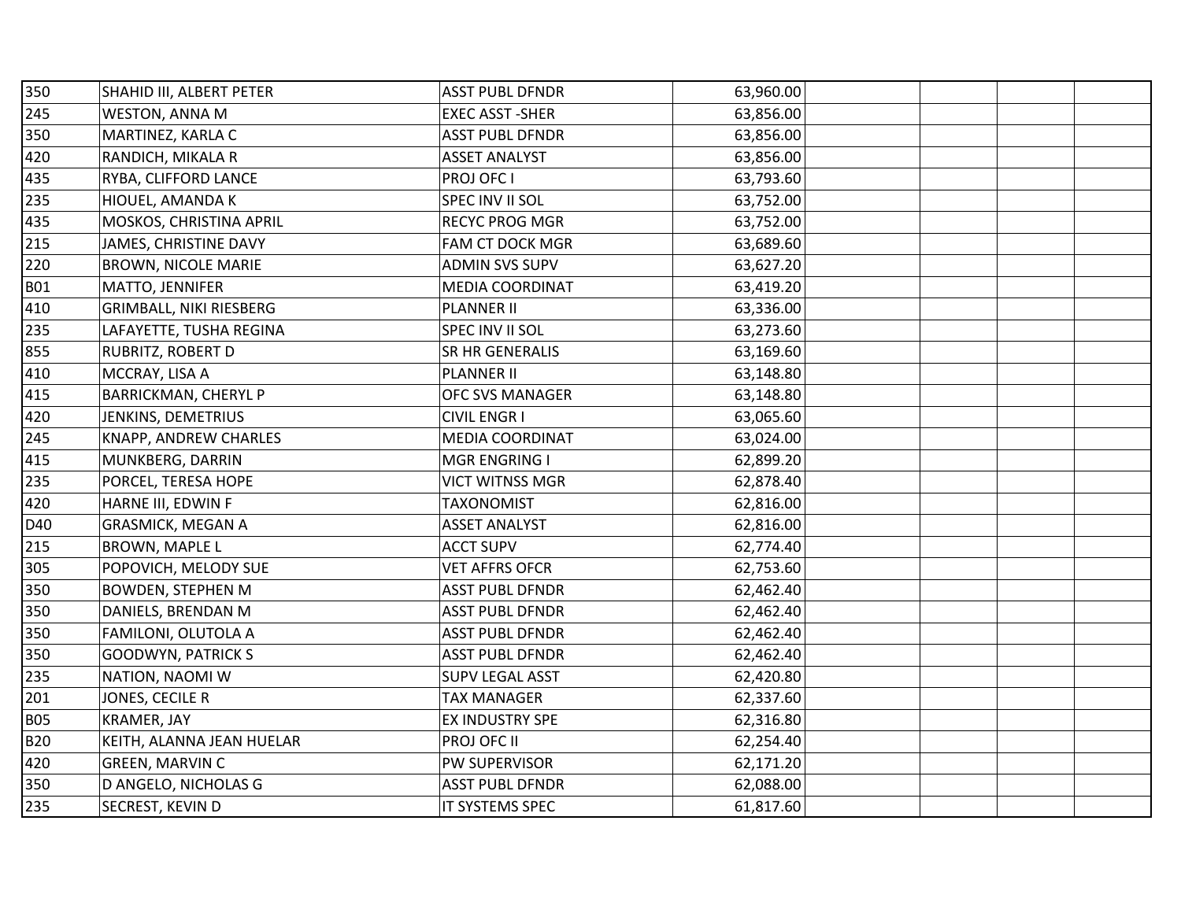| | | | | | | | |
|---|---|---|---|---|---|---|---|
| 350 | SHAHID III, ALBERT PETER | ASST PUBL DFNDR | 63,960.00 | | | | |
| 245 | WESTON, ANNA M | EXEC ASST -SHER | 63,856.00 | | | | |
| 350 | MARTINEZ, KARLA C | ASST PUBL DFNDR | 63,856.00 | | | | |
| 420 | RANDICH, MIKALA R | ASSET ANALYST | 63,856.00 | | | | |
| 435 | RYBA, CLIFFORD LANCE | PROJ OFC I | 63,793.60 | | | | |
| 235 | HIOUEL, AMANDA K | SPEC INV II SOL | 63,752.00 | | | | |
| 435 | MOSKOS, CHRISTINA APRIL | RECYC PROG MGR | 63,752.00 | | | | |
| 215 | JAMES, CHRISTINE DAVY | FAM CT DOCK MGR | 63,689.60 | | | | |
| 220 | BROWN, NICOLE MARIE | ADMIN SVS SUPV | 63,627.20 | | | | |
| B01 | MATTO, JENNIFER | MEDIA COORDINAT | 63,419.20 | | | | |
| 410 | GRIMBALL, NIKI RIESBERG | PLANNER II | 63,336.00 | | | | |
| 235 | LAFAYETTE, TUSHA REGINA | SPEC INV II SOL | 63,273.60 | | | | |
| 855 | RUBRITZ, ROBERT D | SR HR GENERALIS | 63,169.60 | | | | |
| 410 | MCCRAY, LISA A | PLANNER II | 63,148.80 | | | | |
| 415 | BARRICKMAN, CHERYL P | OFC SVS MANAGER | 63,148.80 | | | | |
| 420 | JENKINS, DEMETRIUS | CIVIL ENGR I | 63,065.60 | | | | |
| 245 | KNAPP, ANDREW CHARLES | MEDIA COORDINAT | 63,024.00 | | | | |
| 415 | MUNKBERG, DARRIN | MGR ENGRING I | 62,899.20 | | | | |
| 235 | PORCEL, TERESA HOPE | VICT WITNSS MGR | 62,878.40 | | | | |
| 420 | HARNE III, EDWIN F | TAXONOMIST | 62,816.00 | | | | |
| D40 | GRASMICK, MEGAN A | ASSET ANALYST | 62,816.00 | | | | |
| 215 | BROWN, MAPLE L | ACCT SUPV | 62,774.40 | | | | |
| 305 | POPOVICH, MELODY SUE | VET AFFRS OFCR | 62,753.60 | | | | |
| 350 | BOWDEN, STEPHEN M | ASST PUBL DFNDR | 62,462.40 | | | | |
| 350 | DANIELS, BRENDAN M | ASST PUBL DFNDR | 62,462.40 | | | | |
| 350 | FAMILONI, OLUTOLA A | ASST PUBL DFNDR | 62,462.40 | | | | |
| 350 | GOODWYN, PATRICK S | ASST PUBL DFNDR | 62,462.40 | | | | |
| 235 | NATION, NAOMI W | SUPV LEGAL ASST | 62,420.80 | | | | |
| 201 | JONES, CECILE R | TAX MANAGER | 62,337.60 | | | | |
| B05 | KRAMER, JAY | EX INDUSTRY SPE | 62,316.80 | | | | |
| B20 | KEITH, ALANNA JEAN HUELAR | PROJ OFC II | 62,254.40 | | | | |
| 420 | GREEN, MARVIN C | PW SUPERVISOR | 62,171.20 | | | | |
| 350 | D ANGELO, NICHOLAS G | ASST PUBL DFNDR | 62,088.00 | | | | |
| 235 | SECREST, KEVIN D | IT SYSTEMS SPEC | 61,817.60 | | | | |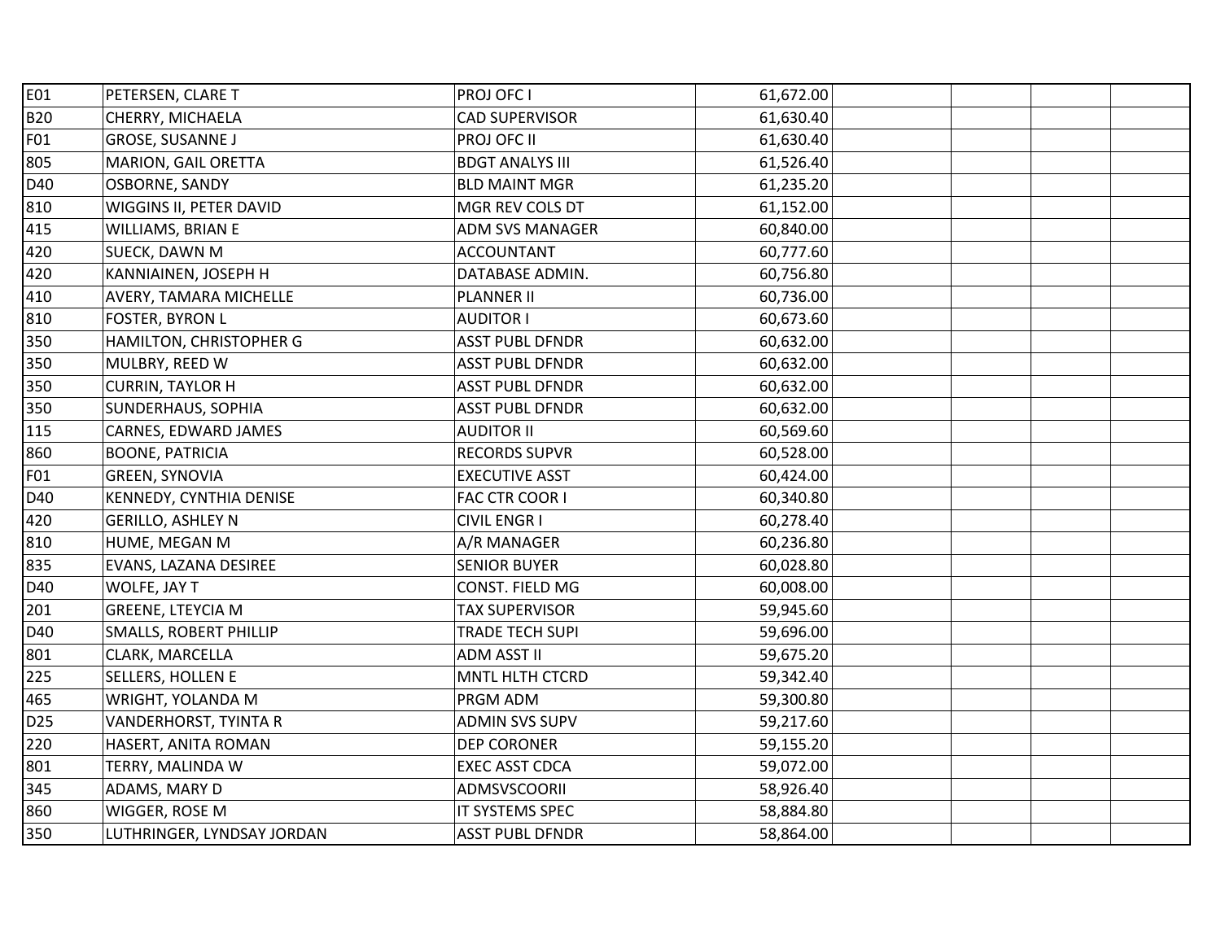| | | | | | | | |
|---|---|---|---|---|---|---|---|
| E01 | PETERSEN, CLARE T | PROJ OFC I | 61,672.00 | | | | |
| B20 | CHERRY, MICHAELA | CAD SUPERVISOR | 61,630.40 | | | | |
| F01 | GROSE, SUSANNE J | PROJ OFC II | 61,630.40 | | | | |
| 805 | MARION, GAIL ORETTA | BDGT ANALYS III | 61,526.40 | | | | |
| D40 | OSBORNE, SANDY | BLD MAINT MGR | 61,235.20 | | | | |
| 810 | WIGGINS II, PETER DAVID | MGR REV COLS DT | 61,152.00 | | | | |
| 415 | WILLIAMS, BRIAN E | ADM SVS MANAGER | 60,840.00 | | | | |
| 420 | SUECK, DAWN M | ACCOUNTANT | 60,777.60 | | | | |
| 420 | KANNIAINEN, JOSEPH H | DATABASE ADMIN. | 60,756.80 | | | | |
| 410 | AVERY, TAMARA MICHELLE | PLANNER II | 60,736.00 | | | | |
| 810 | FOSTER, BYRON L | AUDITOR I | 60,673.60 | | | | |
| 350 | HAMILTON, CHRISTOPHER G | ASST PUBL DFNDR | 60,632.00 | | | | |
| 350 | MULBRY, REED W | ASST PUBL DFNDR | 60,632.00 | | | | |
| 350 | CURRIN, TAYLOR H | ASST PUBL DFNDR | 60,632.00 | | | | |
| 350 | SUNDERHAUS, SOPHIA | ASST PUBL DFNDR | 60,632.00 | | | | |
| 115 | CARNES, EDWARD JAMES | AUDITOR II | 60,569.60 | | | | |
| 860 | BOONE, PATRICIA | RECORDS SUPVR | 60,528.00 | | | | |
| F01 | GREEN, SYNOVIA | EXECUTIVE ASST | 60,424.00 | | | | |
| D40 | KENNEDY, CYNTHIA DENISE | FAC CTR COOR I | 60,340.80 | | | | |
| 420 | GERILLO, ASHLEY N | CIVIL ENGR I | 60,278.40 | | | | |
| 810 | HUME, MEGAN M | A/R MANAGER | 60,236.80 | | | | |
| 835 | EVANS, LAZANA DESIREE | SENIOR BUYER | 60,028.80 | | | | |
| D40 | WOLFE, JAY T | CONST. FIELD MG | 60,008.00 | | | | |
| 201 | GREENE, LTEYCIA M | TAX SUPERVISOR | 59,945.60 | | | | |
| D40 | SMALLS, ROBERT PHILLIP | TRADE TECH SUPI | 59,696.00 | | | | |
| 801 | CLARK, MARCELLA | ADM ASST II | 59,675.20 | | | | |
| 225 | SELLERS, HOLLEN E | MNTL HLTH CTCRD | 59,342.40 | | | | |
| 465 | WRIGHT, YOLANDA M | PRGM ADM | 59,300.80 | | | | |
| D25 | VANDERHORST, TYINTA R | ADMIN SVS SUPV | 59,217.60 | | | | |
| 220 | HASERT, ANITA ROMAN | DEP CORONER | 59,155.20 | | | | |
| 801 | TERRY, MALINDA W | EXEC ASST CDCA | 59,072.00 | | | | |
| 345 | ADAMS, MARY D | ADMSVSCOORII | 58,926.40 | | | | |
| 860 | WIGGER, ROSE M | IT SYSTEMS SPEC | 58,884.80 | | | | |
| 350 | LUTHRINGER, LYNDSAY JORDAN | ASST PUBL DFNDR | 58,864.00 | | | | |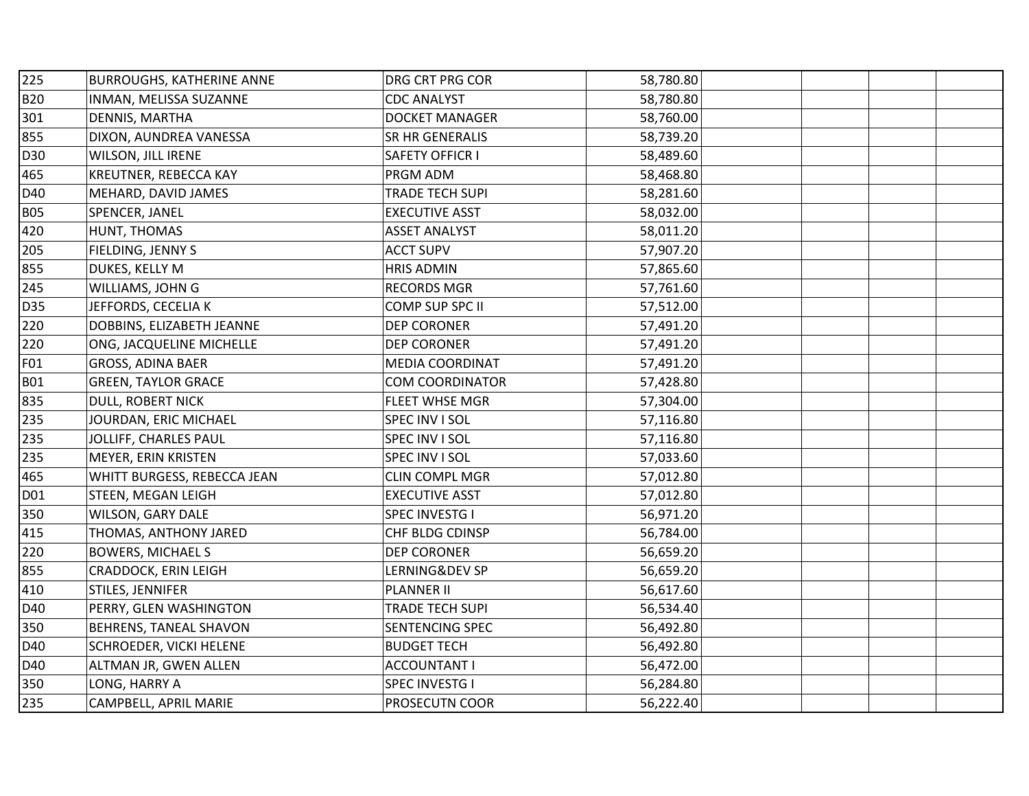| | | | | | | | |
|---|---|---|---|---|---|---|---|
| 225 | BURROUGHS, KATHERINE ANNE | DRG CRT PRG COR | 58,780.80 | | | | |
| B20 | INMAN, MELISSA SUZANNE | CDC ANALYST | 58,780.80 | | | | |
| 301 | DENNIS, MARTHA | DOCKET MANAGER | 58,760.00 | | | | |
| 855 | DIXON, AUNDREA VANESSA | SR HR GENERALIS | 58,739.20 | | | | |
| D30 | WILSON, JILL IRENE | SAFETY OFFICR I | 58,489.60 | | | | |
| 465 | KREUTNER, REBECCA KAY | PRGM ADM | 58,468.80 | | | | |
| D40 | MEHARD, DAVID JAMES | TRADE TECH SUPI | 58,281.60 | | | | |
| B05 | SPENCER, JANEL | EXECUTIVE ASST | 58,032.00 | | | | |
| 420 | HUNT, THOMAS | ASSET ANALYST | 58,011.20 | | | | |
| 205 | FIELDING, JENNY S | ACCT SUPV | 57,907.20 | | | | |
| 855 | DUKES, KELLY M | HRIS ADMIN | 57,865.60 | | | | |
| 245 | WILLIAMS, JOHN G | RECORDS MGR | 57,761.60 | | | | |
| D35 | JEFFORDS, CECELIA K | COMP SUP SPC II | 57,512.00 | | | | |
| 220 | DOBBINS, ELIZABETH JEANNE | DEP CORONER | 57,491.20 | | | | |
| 220 | ONG, JACQUELINE MICHELLE | DEP CORONER | 57,491.20 | | | | |
| F01 | GROSS, ADINA BAER | MEDIA COORDINAT | 57,491.20 | | | | |
| B01 | GREEN, TAYLOR GRACE | COM COORDINATOR | 57,428.80 | | | | |
| 835 | DULL, ROBERT NICK | FLEET WHSE MGR | 57,304.00 | | | | |
| 235 | JOURDAN, ERIC MICHAEL | SPEC INV I SOL | 57,116.80 | | | | |
| 235 | JOLLIFF, CHARLES PAUL | SPEC INV I SOL | 57,116.80 | | | | |
| 235 | MEYER, ERIN KRISTEN | SPEC INV I SOL | 57,033.60 | | | | |
| 465 | WHITT BURGESS, REBECCA JEAN | CLIN COMPL MGR | 57,012.80 | | | | |
| D01 | STEEN, MEGAN LEIGH | EXECUTIVE ASST | 57,012.80 | | | | |
| 350 | WILSON, GARY DALE | SPEC INVESTG I | 56,971.20 | | | | |
| 415 | THOMAS, ANTHONY JARED | CHF BLDG CDINSP | 56,784.00 | | | | |
| 220 | BOWERS, MICHAEL S | DEP CORONER | 56,659.20 | | | | |
| 855 | CRADDOCK, ERIN LEIGH | LERNING&DEV SP | 56,659.20 | | | | |
| 410 | STILES, JENNIFER | PLANNER II | 56,617.60 | | | | |
| D40 | PERRY, GLEN WASHINGTON | TRADE TECH SUPI | 56,534.40 | | | | |
| 350 | BEHRENS, TANEAL SHAVON | SENTENCING SPEC | 56,492.80 | | | | |
| D40 | SCHROEDER, VICKI HELENE | BUDGET TECH | 56,492.80 | | | | |
| D40 | ALTMAN JR, GWEN ALLEN | ACCOUNTANT I | 56,472.00 | | | | |
| 350 | LONG, HARRY A | SPEC INVESTG I | 56,284.80 | | | | |
| 235 | CAMPBELL, APRIL MARIE | PROSECUTN COOR | 56,222.40 | | | | |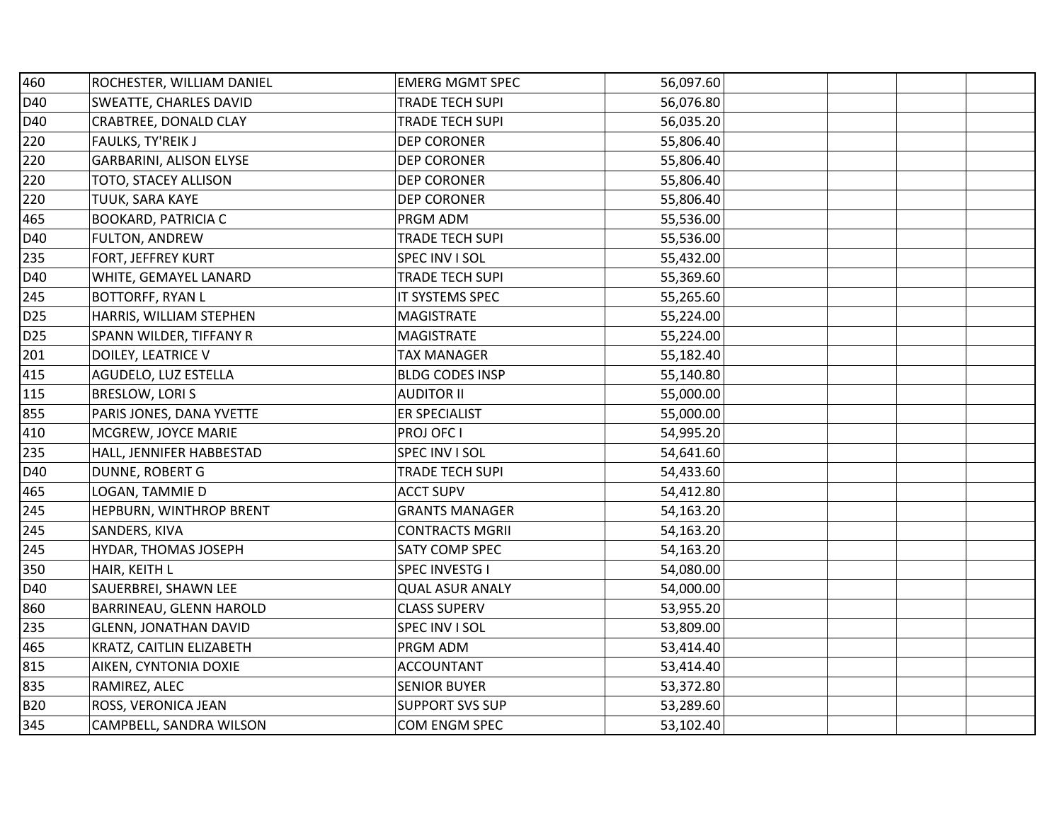| | | | | | | | |
|---|---|---|---|---|---|---|---|
| 460 | ROCHESTER, WILLIAM DANIEL | EMERG MGMT SPEC | 56,097.60 | | | | |
| D40 | SWEATTE, CHARLES DAVID | TRADE TECH SUPI | 56,076.80 | | | | |
| D40 | CRABTREE, DONALD CLAY | TRADE TECH SUPI | 56,035.20 | | | | |
| 220 | FAULKS, TY'REIK J | DEP CORONER | 55,806.40 | | | | |
| 220 | GARBARINI, ALISON ELYSE | DEP CORONER | 55,806.40 | | | | |
| 220 | TOTO, STACEY ALLISON | DEP CORONER | 55,806.40 | | | | |
| 220 | TUUK, SARA KAYE | DEP CORONER | 55,806.40 | | | | |
| 465 | BOOKARD, PATRICIA C | PRGM ADM | 55,536.00 | | | | |
| D40 | FULTON, ANDREW | TRADE TECH SUPI | 55,536.00 | | | | |
| 235 | FORT, JEFFREY KURT | SPEC INV I SOL | 55,432.00 | | | | |
| D40 | WHITE, GEMAYEL LANARD | TRADE TECH SUPI | 55,369.60 | | | | |
| 245 | BOTTORFF, RYAN L | IT SYSTEMS SPEC | 55,265.60 | | | | |
| D25 | HARRIS, WILLIAM STEPHEN | MAGISTRATE | 55,224.00 | | | | |
| D25 | SPANN WILDER, TIFFANY R | MAGISTRATE | 55,224.00 | | | | |
| 201 | DOILEY, LEATRICE V | TAX MANAGER | 55,182.40 | | | | |
| 415 | AGUDELO, LUZ ESTELLA | BLDG CODES INSP | 55,140.80 | | | | |
| 115 | BRESLOW, LORI S | AUDITOR II | 55,000.00 | | | | |
| 855 | PARIS JONES, DANA YVETTE | ER SPECIALIST | 55,000.00 | | | | |
| 410 | MCGREW, JOYCE MARIE | PROJ OFC I | 54,995.20 | | | | |
| 235 | HALL, JENNIFER HABBESTAD | SPEC INV I SOL | 54,641.60 | | | | |
| D40 | DUNNE, ROBERT G | TRADE TECH SUPI | 54,433.60 | | | | |
| 465 | LOGAN, TAMMIE D | ACCT SUPV | 54,412.80 | | | | |
| 245 | HEPBURN, WINTHROP BRENT | GRANTS MANAGER | 54,163.20 | | | | |
| 245 | SANDERS, KIVA | CONTRACTS MGRII | 54,163.20 | | | | |
| 245 | HYDAR, THOMAS JOSEPH | SATY COMP SPEC | 54,163.20 | | | | |
| 350 | HAIR, KEITH L | SPEC INVESTG I | 54,080.00 | | | | |
| D40 | SAUERBREI, SHAWN LEE | QUAL ASUR ANALY | 54,000.00 | | | | |
| 860 | BARRINEAU, GLENN HAROLD | CLASS SUPERV | 53,955.20 | | | | |
| 235 | GLENN, JONATHAN DAVID | SPEC INV I SOL | 53,809.00 | | | | |
| 465 | KRATZ, CAITLIN ELIZABETH | PRGM ADM | 53,414.40 | | | | |
| 815 | AIKEN, CYNTONIA DOXIE | ACCOUNTANT | 53,414.40 | | | | |
| 835 | RAMIREZ, ALEC | SENIOR BUYER | 53,372.80 | | | | |
| B20 | ROSS, VERONICA JEAN | SUPPORT SVS SUP | 53,289.60 | | | | |
| 345 | CAMPBELL, SANDRA WILSON | COM ENGM SPEC | 53,102.40 | | | | |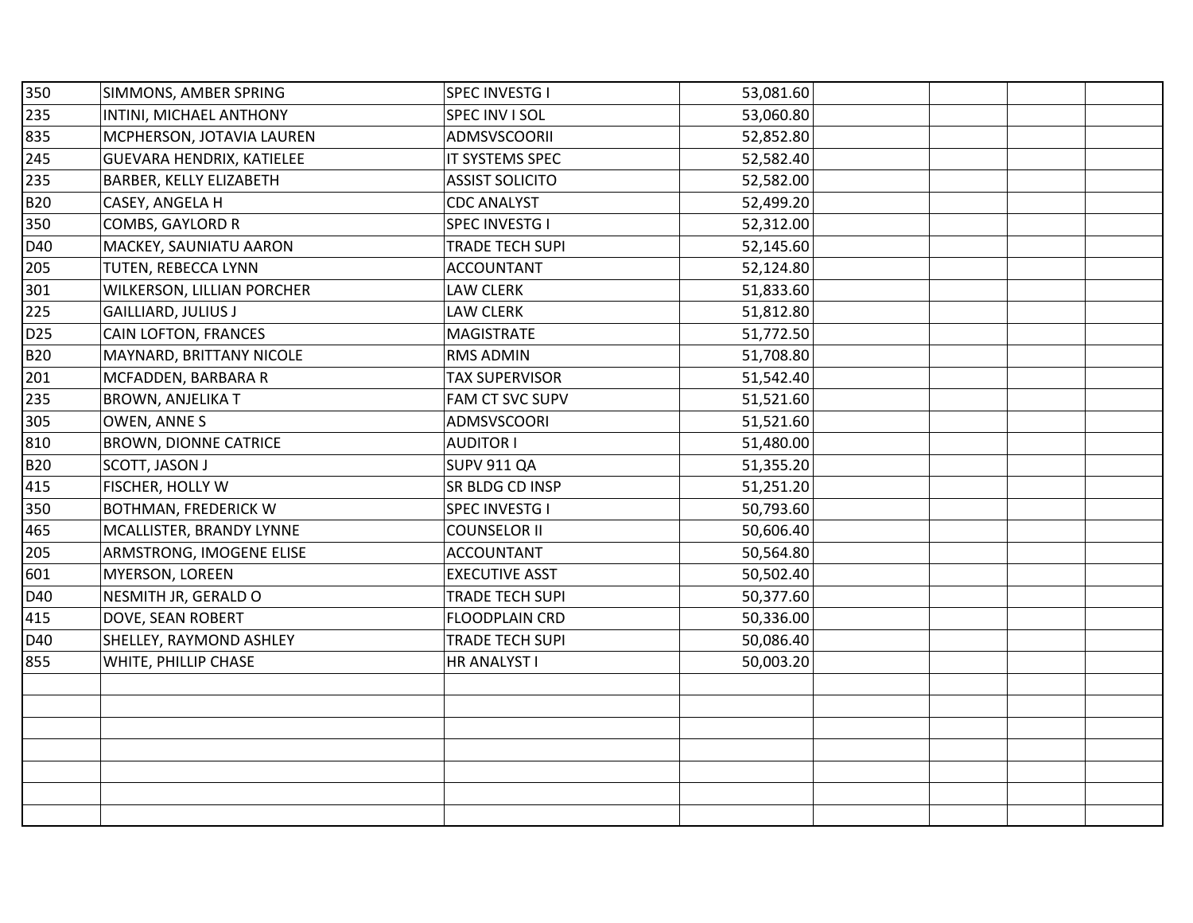| | | | | | | | |
|---|---|---|---|---|---|---|---|
| 350 | SIMMONS, AMBER SPRING | SPEC INVESTG I | 53,081.60 | | | | |
| 235 | INTINI, MICHAEL ANTHONY | SPEC INV I SOL | 53,060.80 | | | | |
| 835 | MCPHERSON, JOTAVIA LAUREN | ADMSVSCOORII | 52,852.80 | | | | |
| 245 | GUEVARA HENDRIX, KATIELEE | IT SYSTEMS SPEC | 52,582.40 | | | | |
| 235 | BARBER, KELLY ELIZABETH | ASSIST SOLICITO | 52,582.00 | | | | |
| B20 | CASEY, ANGELA H | CDC ANALYST | 52,499.20 | | | | |
| 350 | COMBS, GAYLORD R | SPEC INVESTG I | 52,312.00 | | | | |
| D40 | MACKEY, SAUNIATU AARON | TRADE TECH SUPI | 52,145.60 | | | | |
| 205 | TUTEN, REBECCA LYNN | ACCOUNTANT | 52,124.80 | | | | |
| 301 | WILKERSON, LILLIAN PORCHER | LAW CLERK | 51,833.60 | | | | |
| 225 | GAILLIARD, JULIUS J | LAW CLERK | 51,812.80 | | | | |
| D25 | CAIN LOFTON, FRANCES | MAGISTRATE | 51,772.50 | | | | |
| B20 | MAYNARD, BRITTANY NICOLE | RMS ADMIN | 51,708.80 | | | | |
| 201 | MCFADDEN, BARBARA R | TAX SUPERVISOR | 51,542.40 | | | | |
| 235 | BROWN, ANJELIKA T | FAM CT SVC SUPV | 51,521.60 | | | | |
| 305 | OWEN, ANNE S | ADMSVSCOORI | 51,521.60 | | | | |
| 810 | BROWN, DIONNE CATRICE | AUDITOR I | 51,480.00 | | | | |
| B20 | SCOTT, JASON J | SUPV 911 QA | 51,355.20 | | | | |
| 415 | FISCHER, HOLLY W | SR BLDG CD INSP | 51,251.20 | | | | |
| 350 | BOTHMAN, FREDERICK W | SPEC INVESTG I | 50,793.60 | | | | |
| 465 | MCALLISTER, BRANDY LYNNE | COUNSELOR II | 50,606.40 | | | | |
| 205 | ARMSTRONG, IMOGENE ELISE | ACCOUNTANT | 50,564.80 | | | | |
| 601 | MYERSON, LOREEN | EXECUTIVE ASST | 50,502.40 | | | | |
| D40 | NESMITH JR, GERALD O | TRADE TECH SUPI | 50,377.60 | | | | |
| 415 | DOVE, SEAN ROBERT | FLOODPLAIN CRD | 50,336.00 | | | | |
| D40 | SHELLEY, RAYMOND ASHLEY | TRADE TECH SUPI | 50,086.40 | | | | |
| 855 | WHITE, PHILLIP CHASE | HR ANALYST I | 50,003.20 | | | | |
| | | | | | | | |
| | | | | | | | |
| | | | | | | | |
| | | | | | | | |
| | | | | | | | |
| | | | | | | | |
| | | | | | | | |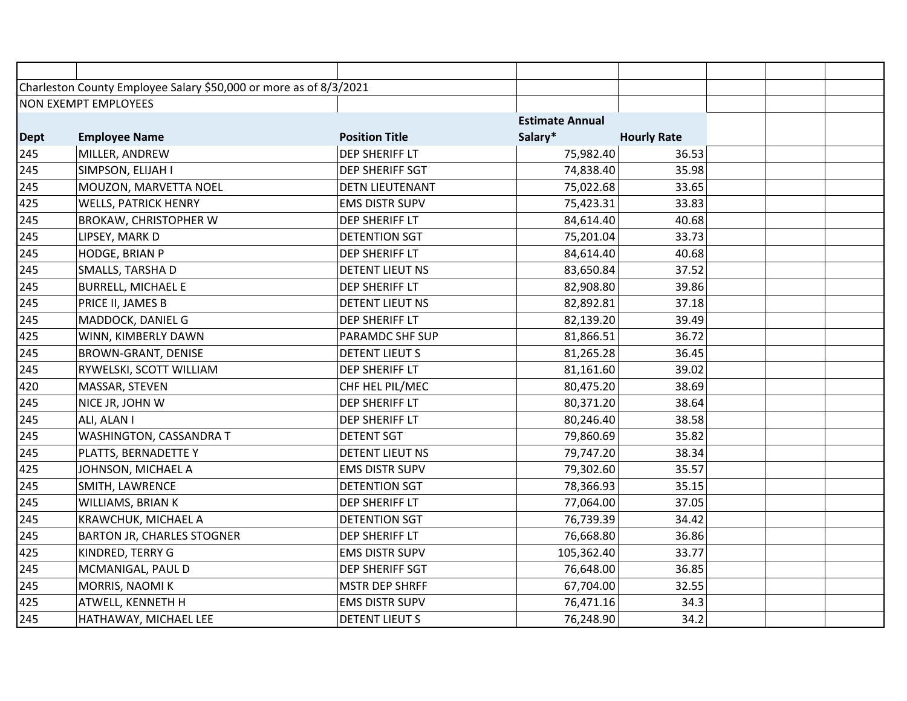Charleston County Employee Salary $50,000 or more as of 8/3/2021

NON EXEMPT EMPLOYEES

| Dept | Employee Name | Position Title | Estimate Annual Salary* | Hourly Rate |
|---|---|---|---|---|
| 245 | MILLER, ANDREW | DEP SHERIFF LT | 75,982.40 | 36.53 |
| 245 | SIMPSON, ELIJAH I | DEP SHERIFF SGT | 74,838.40 | 35.98 |
| 245 | MOUZON, MARVETTA NOEL | DETN LIEUTENANT | 75,022.68 | 33.65 |
| 425 | WELLS, PATRICK HENRY | EMS DISTR SUPV | 75,423.31 | 33.83 |
| 245 | BROKAW, CHRISTOPHER W | DEP SHERIFF LT | 84,614.40 | 40.68 |
| 245 | LIPSEY, MARK D | DETENTION SGT | 75,201.04 | 33.73 |
| 245 | HODGE, BRIAN P | DEP SHERIFF LT | 84,614.40 | 40.68 |
| 245 | SMALLS, TARSHA D | DETENT LIEUT NS | 83,650.84 | 37.52 |
| 245 | BURRELL, MICHAEL E | DEP SHERIFF LT | 82,908.80 | 39.86 |
| 245 | PRICE II, JAMES B | DETENT LIEUT NS | 82,892.81 | 37.18 |
| 245 | MADDOCK, DANIEL G | DEP SHERIFF LT | 82,139.20 | 39.49 |
| 425 | WINN, KIMBERLY DAWN | PARAMDC SHF SUP | 81,866.51 | 36.72 |
| 245 | BROWN-GRANT, DENISE | DETENT LIEUT S | 81,265.28 | 36.45 |
| 245 | RYWELSKI, SCOTT WILLIAM | DEP SHERIFF LT | 81,161.60 | 39.02 |
| 420 | MASSAR, STEVEN | CHF HEL PIL/MEC | 80,475.20 | 38.69 |
| 245 | NICE JR, JOHN W | DEP SHERIFF LT | 80,371.20 | 38.64 |
| 245 | ALI, ALAN I | DEP SHERIFF LT | 80,246.40 | 38.58 |
| 245 | WASHINGTON, CASSANDRA T | DETENT SGT | 79,860.69 | 35.82 |
| 245 | PLATTS, BERNADETTE Y | DETENT LIEUT NS | 79,747.20 | 38.34 |
| 425 | JOHNSON, MICHAEL A | EMS DISTR SUPV | 79,302.60 | 35.57 |
| 245 | SMITH, LAWRENCE | DETENTION SGT | 78,366.93 | 35.15 |
| 245 | WILLIAMS, BRIAN K | DEP SHERIFF LT | 77,064.00 | 37.05 |
| 245 | KRAWCHUK, MICHAEL A | DETENTION SGT | 76,739.39 | 34.42 |
| 245 | BARTON JR, CHARLES STOGNER | DEP SHERIFF LT | 76,668.80 | 36.86 |
| 425 | KINDRED, TERRY G | EMS DISTR SUPV | 105,362.40 | 33.77 |
| 245 | MCMANIGAL, PAUL D | DEP SHERIFF SGT | 76,648.00 | 36.85 |
| 245 | MORRIS, NAOMI K | MSTR DEP SHRFF | 67,704.00 | 32.55 |
| 425 | ATWELL, KENNETH H | EMS DISTR SUPV | 76,471.16 | 34.3 |
| 245 | HATHAWAY, MICHAEL LEE | DETENT LIEUT S | 76,248.90 | 34.2 |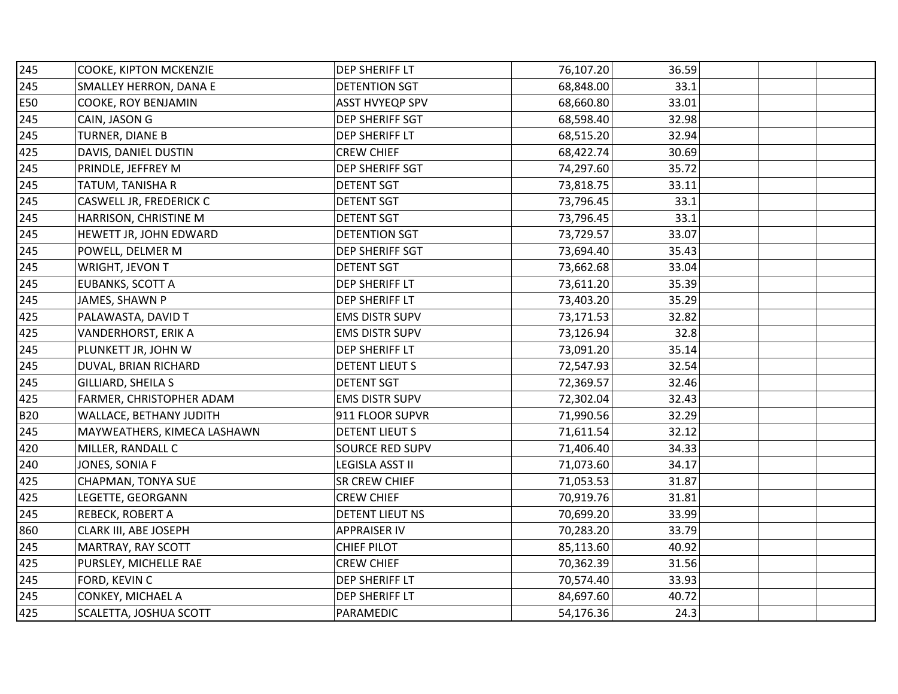| | | | | | | | |
|---|---|---|---|---|---|---|---|
| 245 | COOKE, KIPTON MCKENZIE | DEP SHERIFF LT | 76,107.20 | 36.59 | | | |
| 245 | SMALLEY HERRON, DANA E | DETENTION SGT | 68,848.00 | 33.1 | | | |
| E50 | COOKE, ROY BENJAMIN | ASST HVYEQP SPV | 68,660.80 | 33.01 | | | |
| 245 | CAIN, JASON G | DEP SHERIFF SGT | 68,598.40 | 32.98 | | | |
| 245 | TURNER, DIANE B | DEP SHERIFF LT | 68,515.20 | 32.94 | | | |
| 425 | DAVIS, DANIEL DUSTIN | CREW CHIEF | 68,422.74 | 30.69 | | | |
| 245 | PRINDLE, JEFFREY M | DEP SHERIFF SGT | 74,297.60 | 35.72 | | | |
| 245 | TATUM, TANISHA R | DETENT SGT | 73,818.75 | 33.11 | | | |
| 245 | CASWELL JR, FREDERICK C | DETENT SGT | 73,796.45 | 33.1 | | | |
| 245 | HARRISON, CHRISTINE M | DETENT SGT | 73,796.45 | 33.1 | | | |
| 245 | HEWETT JR, JOHN EDWARD | DETENTION SGT | 73,729.57 | 33.07 | | | |
| 245 | POWELL, DELMER M | DEP SHERIFF SGT | 73,694.40 | 35.43 | | | |
| 245 | WRIGHT, JEVON T | DETENT SGT | 73,662.68 | 33.04 | | | |
| 245 | EUBANKS, SCOTT A | DEP SHERIFF LT | 73,611.20 | 35.39 | | | |
| 245 | JAMES, SHAWN P | DEP SHERIFF LT | 73,403.20 | 35.29 | | | |
| 425 | PALAWASTA, DAVID T | EMS DISTR SUPV | 73,171.53 | 32.82 | | | |
| 425 | VANDERHORST, ERIK A | EMS DISTR SUPV | 73,126.94 | 32.8 | | | |
| 245 | PLUNKETT JR, JOHN W | DEP SHERIFF LT | 73,091.20 | 35.14 | | | |
| 245 | DUVAL, BRIAN RICHARD | DETENT LIEUT S | 72,547.93 | 32.54 | | | |
| 245 | GILLIARD, SHEILA S | DETENT SGT | 72,369.57 | 32.46 | | | |
| 425 | FARMER, CHRISTOPHER ADAM | EMS DISTR SUPV | 72,302.04 | 32.43 | | | |
| B20 | WALLACE, BETHANY JUDITH | 911 FLOOR SUPVR | 71,990.56 | 32.29 | | | |
| 245 | MAYWEATHERS, KIMECA LASHAWN | DETENT LIEUT S | 71,611.54 | 32.12 | | | |
| 420 | MILLER, RANDALL C | SOURCE RED SUPV | 71,406.40 | 34.33 | | | |
| 240 | JONES, SONIA F | LEGISLA ASST II | 71,073.60 | 34.17 | | | |
| 425 | CHAPMAN, TONYA SUE | SR CREW CHIEF | 71,053.53 | 31.87 | | | |
| 425 | LEGETTE, GEORGANN | CREW CHIEF | 70,919.76 | 31.81 | | | |
| 245 | REBECK, ROBERT A | DETENT LIEUT NS | 70,699.20 | 33.99 | | | |
| 860 | CLARK III, ABE JOSEPH | APPRAISER IV | 70,283.20 | 33.79 | | | |
| 245 | MARTRAY, RAY SCOTT | CHIEF PILOT | 85,113.60 | 40.92 | | | |
| 425 | PURSLEY, MICHELLE RAE | CREW CHIEF | 70,362.39 | 31.56 | | | |
| 245 | FORD, KEVIN C | DEP SHERIFF LT | 70,574.40 | 33.93 | | | |
| 245 | CONKEY, MICHAEL A | DEP SHERIFF LT | 84,697.60 | 40.72 | | | |
| 425 | SCALETTA, JOSHUA SCOTT | PARAMEDIC | 54,176.36 | 24.3 | | | |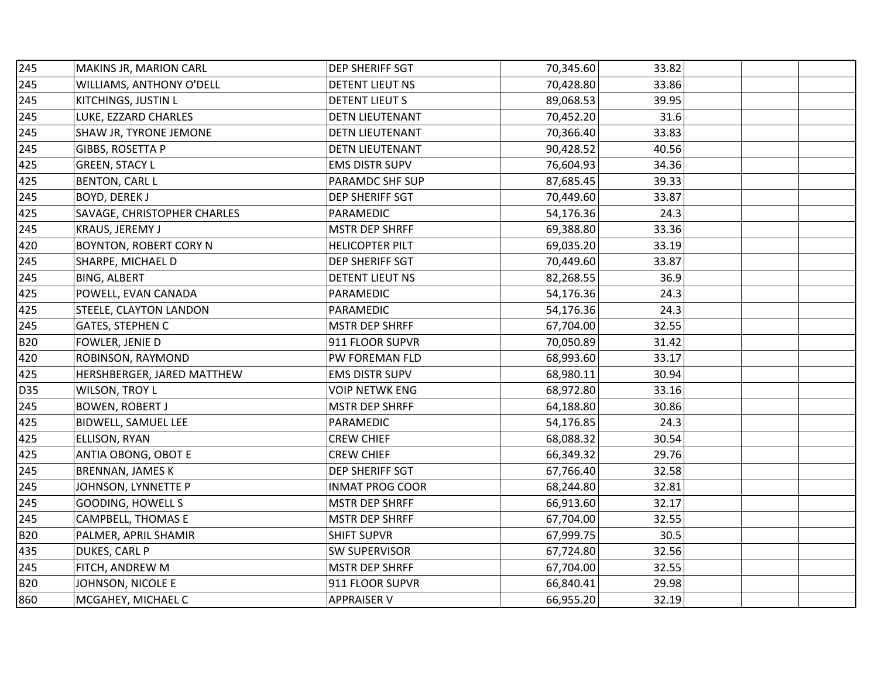| | | | | | | | |
|---|---|---|---|---|---|---|---|
| 245 | MAKINS JR, MARION CARL | DEP SHERIFF SGT | 70,345.60 | 33.82 | | | |
| 245 | WILLIAMS, ANTHONY O'DELL | DETENT LIEUT NS | 70,428.80 | 33.86 | | | |
| 245 | KITCHINGS, JUSTIN L | DETENT LIEUT S | 89,068.53 | 39.95 | | | |
| 245 | LUKE, EZZARD CHARLES | DETN LIEUTENANT | 70,452.20 | 31.6 | | | |
| 245 | SHAW JR, TYRONE JEMONE | DETN LIEUTENANT | 70,366.40 | 33.83 | | | |
| 245 | GIBBS, ROSETTA P | DETN LIEUTENANT | 90,428.52 | 40.56 | | | |
| 425 | GREEN, STACY L | EMS DISTR SUPV | 76,604.93 | 34.36 | | | |
| 425 | BENTON, CARL L | PARAMDC SHF SUP | 87,685.45 | 39.33 | | | |
| 245 | BOYD, DEREK J | DEP SHERIFF SGT | 70,449.60 | 33.87 | | | |
| 425 | SAVAGE, CHRISTOPHER CHARLES | PARAMEDIC | 54,176.36 | 24.3 | | | |
| 245 | KRAUS, JEREMY J | MSTR DEP SHRFF | 69,388.80 | 33.36 | | | |
| 420 | BOYNTON, ROBERT CORY N | HELICOPTER PILT | 69,035.20 | 33.19 | | | |
| 245 | SHARPE, MICHAEL D | DEP SHERIFF SGT | 70,449.60 | 33.87 | | | |
| 245 | BING, ALBERT | DETENT LIEUT NS | 82,268.55 | 36.9 | | | |
| 425 | POWELL, EVAN CANADA | PARAMEDIC | 54,176.36 | 24.3 | | | |
| 425 | STEELE, CLAYTON LANDON | PARAMEDIC | 54,176.36 | 24.3 | | | |
| 245 | GATES, STEPHEN C | MSTR DEP SHRFF | 67,704.00 | 32.55 | | | |
| B20 | FOWLER, JENIE D | 911 FLOOR SUPVR | 70,050.89 | 31.42 | | | |
| 420 | ROBINSON, RAYMOND | PW FOREMAN FLD | 68,993.60 | 33.17 | | | |
| 425 | HERSHBERGER, JARED MATTHEW | EMS DISTR SUPV | 68,980.11 | 30.94 | | | |
| D35 | WILSON, TROY L | VOIP NETWK ENG | 68,972.80 | 33.16 | | | |
| 245 | BOWEN, ROBERT J | MSTR DEP SHRFF | 64,188.80 | 30.86 | | | |
| 425 | BIDWELL, SAMUEL LEE | PARAMEDIC | 54,176.85 | 24.3 | | | |
| 425 | ELLISON, RYAN | CREW CHIEF | 68,088.32 | 30.54 | | | |
| 425 | ANTIA OBONG, OBOT E | CREW CHIEF | 66,349.32 | 29.76 | | | |
| 245 | BRENNAN, JAMES K | DEP SHERIFF SGT | 67,766.40 | 32.58 | | | |
| 245 | JOHNSON, LYNNETTE P | INMAT PROG COOR | 68,244.80 | 32.81 | | | |
| 245 | GOODING, HOWELL S | MSTR DEP SHRFF | 66,913.60 | 32.17 | | | |
| 245 | CAMPBELL, THOMAS E | MSTR DEP SHRFF | 67,704.00 | 32.55 | | | |
| B20 | PALMER, APRIL SHAMIR | SHIFT SUPVR | 67,999.75 | 30.5 | | | |
| 435 | DUKES, CARL P | SW SUPERVISOR | 67,724.80 | 32.56 | | | |
| 245 | FITCH, ANDREW M | MSTR DEP SHRFF | 67,704.00 | 32.55 | | | |
| B20 | JOHNSON, NICOLE E | 911 FLOOR SUPVR | 66,840.41 | 29.98 | | | |
| 860 | MCGAHEY, MICHAEL C | APPRAISER V | 66,955.20 | 32.19 | | | |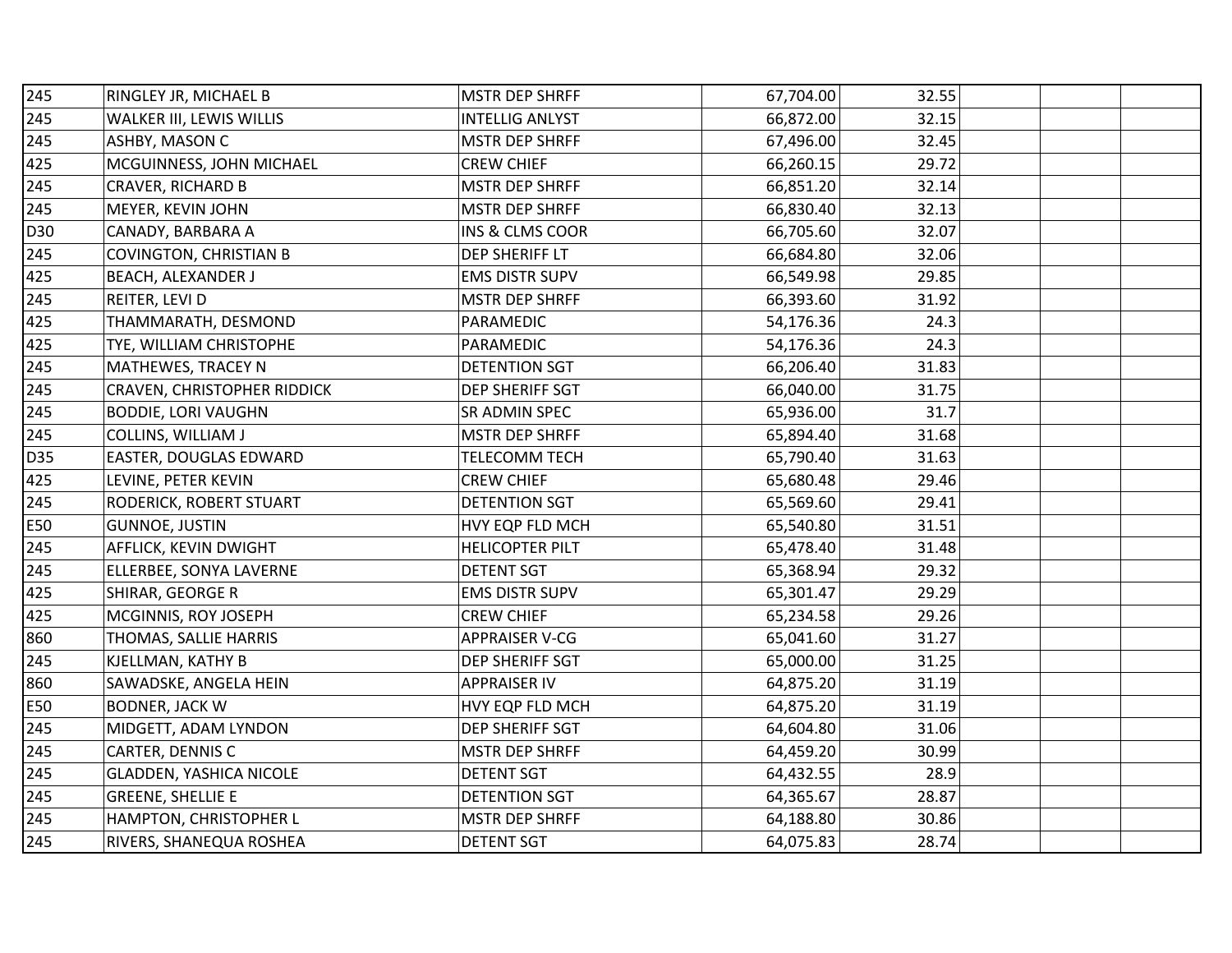| | | | | | | | |
|---|---|---|---|---|---|---|---|
| 245 | RINGLEY JR, MICHAEL B | MSTR DEP SHRFF | 67,704.00 | 32.55 | | | |
| 245 | WALKER III, LEWIS WILLIS | INTELLIG ANLYST | 66,872.00 | 32.15 | | | |
| 245 | ASHBY, MASON C | MSTR DEP SHRFF | 67,496.00 | 32.45 | | | |
| 425 | MCGUINNESS, JOHN MICHAEL | CREW CHIEF | 66,260.15 | 29.72 | | | |
| 245 | CRAVER, RICHARD B | MSTR DEP SHRFF | 66,851.20 | 32.14 | | | |
| 245 | MEYER, KEVIN JOHN | MSTR DEP SHRFF | 66,830.40 | 32.13 | | | |
| D30 | CANADY, BARBARA A | INS & CLMS COOR | 66,705.60 | 32.07 | | | |
| 245 | COVINGTON, CHRISTIAN B | DEP SHERIFF LT | 66,684.80 | 32.06 | | | |
| 425 | BEACH, ALEXANDER J | EMS DISTR SUPV | 66,549.98 | 29.85 | | | |
| 245 | REITER, LEVI D | MSTR DEP SHRFF | 66,393.60 | 31.92 | | | |
| 425 | THAMMARATH, DESMOND | PARAMEDIC | 54,176.36 | 24.3 | | | |
| 425 | TYE, WILLIAM CHRISTOPHE | PARAMEDIC | 54,176.36 | 24.3 | | | |
| 245 | MATHEWES, TRACEY N | DETENTION SGT | 66,206.40 | 31.83 | | | |
| 245 | CRAVEN, CHRISTOPHER RIDDICK | DEP SHERIFF SGT | 66,040.00 | 31.75 | | | |
| 245 | BODDIE, LORI VAUGHN | SR ADMIN SPEC | 65,936.00 | 31.7 | | | |
| 245 | COLLINS, WILLIAM J | MSTR DEP SHRFF | 65,894.40 | 31.68 | | | |
| D35 | EASTER, DOUGLAS EDWARD | TELECOMM TECH | 65,790.40 | 31.63 | | | |
| 425 | LEVINE, PETER KEVIN | CREW CHIEF | 65,680.48 | 29.46 | | | |
| 245 | RODERICK, ROBERT STUART | DETENTION SGT | 65,569.60 | 29.41 | | | |
| E50 | GUNNOE, JUSTIN | HVY EQP FLD MCH | 65,540.80 | 31.51 | | | |
| 245 | AFFLICK, KEVIN DWIGHT | HELICOPTER PILT | 65,478.40 | 31.48 | | | |
| 245 | ELLERBEE, SONYA LAVERNE | DETENT SGT | 65,368.94 | 29.32 | | | |
| 425 | SHIRAR, GEORGE R | EMS DISTR SUPV | 65,301.47 | 29.29 | | | |
| 425 | MCGINNIS, ROY JOSEPH | CREW CHIEF | 65,234.58 | 29.26 | | | |
| 860 | THOMAS, SALLIE HARRIS | APPRAISER V-CG | 65,041.60 | 31.27 | | | |
| 245 | KJELLMAN, KATHY B | DEP SHERIFF SGT | 65,000.00 | 31.25 | | | |
| 860 | SAWADSKE, ANGELA HEIN | APPRAISER IV | 64,875.20 | 31.19 | | | |
| E50 | BODNER, JACK W | HVY EQP FLD MCH | 64,875.20 | 31.19 | | | |
| 245 | MIDGETT, ADAM LYNDON | DEP SHERIFF SGT | 64,604.80 | 31.06 | | | |
| 245 | CARTER, DENNIS C | MSTR DEP SHRFF | 64,459.20 | 30.99 | | | |
| 245 | GLADDEN, YASHICA NICOLE | DETENT SGT | 64,432.55 | 28.9 | | | |
| 245 | GREENE, SHELLIE E | DETENTION SGT | 64,365.67 | 28.87 | | | |
| 245 | HAMPTON, CHRISTOPHER L | MSTR DEP SHRFF | 64,188.80 | 30.86 | | | |
| 245 | RIVERS, SHANEQUA ROSHEA | DETENT SGT | 64,075.83 | 28.74 | | | |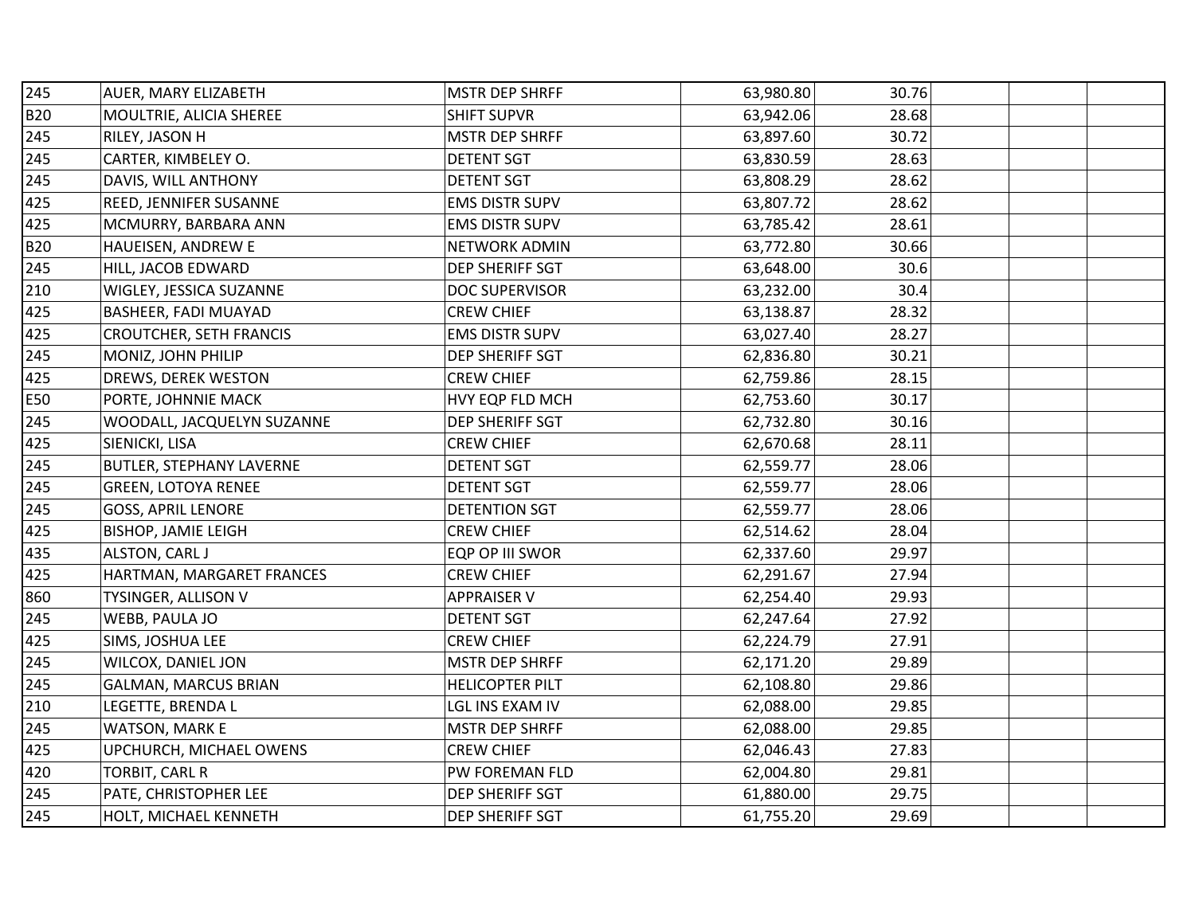| | | | | | | | |
|---|---|---|---|---|---|---|---|
| 245 | AUER, MARY ELIZABETH | MSTR DEP SHRFF | 63,980.80 | 30.76 | | | |
| B20 | MOULTRIE, ALICIA SHEREE | SHIFT SUPVR | 63,942.06 | 28.68 | | | |
| 245 | RILEY, JASON H | MSTR DEP SHRFF | 63,897.60 | 30.72 | | | |
| 245 | CARTER, KIMBELEY O. | DETENT SGT | 63,830.59 | 28.63 | | | |
| 245 | DAVIS, WILL ANTHONY | DETENT SGT | 63,808.29 | 28.62 | | | |
| 425 | REED, JENNIFER SUSANNE | EMS DISTR SUPV | 63,807.72 | 28.62 | | | |
| 425 | MCMURRY, BARBARA ANN | EMS DISTR SUPV | 63,785.42 | 28.61 | | | |
| B20 | HAUEISEN, ANDREW E | NETWORK ADMIN | 63,772.80 | 30.66 | | | |
| 245 | HILL, JACOB EDWARD | DEP SHERIFF SGT | 63,648.00 | 30.6 | | | |
| 210 | WIGLEY, JESSICA SUZANNE | DOC SUPERVISOR | 63,232.00 | 30.4 | | | |
| 425 | BASHEER, FADI MUAYAD | CREW CHIEF | 63,138.87 | 28.32 | | | |
| 425 | CROUTCHER, SETH FRANCIS | EMS DISTR SUPV | 63,027.40 | 28.27 | | | |
| 245 | MONIZ, JOHN PHILIP | DEP SHERIFF SGT | 62,836.80 | 30.21 | | | |
| 425 | DREWS, DEREK WESTON | CREW CHIEF | 62,759.86 | 28.15 | | | |
| E50 | PORTE, JOHNNIE MACK | HVY EQP FLD MCH | 62,753.60 | 30.17 | | | |
| 245 | WOODALL, JACQUELYN SUZANNE | DEP SHERIFF SGT | 62,732.80 | 30.16 | | | |
| 425 | SIENICKI, LISA | CREW CHIEF | 62,670.68 | 28.11 | | | |
| 245 | BUTLER, STEPHANY LAVERNE | DETENT SGT | 62,559.77 | 28.06 | | | |
| 245 | GREEN, LOTOYA RENEE | DETENT SGT | 62,559.77 | 28.06 | | | |
| 245 | GOSS, APRIL LENORE | DETENTION SGT | 62,559.77 | 28.06 | | | |
| 425 | BISHOP, JAMIE LEIGH | CREW CHIEF | 62,514.62 | 28.04 | | | |
| 435 | ALSTON, CARL J | EQP OP III SWOR | 62,337.60 | 29.97 | | | |
| 425 | HARTMAN, MARGARET FRANCES | CREW CHIEF | 62,291.67 | 27.94 | | | |
| 860 | TYSINGER, ALLISON V | APPRAISER V | 62,254.40 | 29.93 | | | |
| 245 | WEBB, PAULA JO | DETENT SGT | 62,247.64 | 27.92 | | | |
| 425 | SIMS, JOSHUA LEE | CREW CHIEF | 62,224.79 | 27.91 | | | |
| 245 | WILCOX, DANIEL JON | MSTR DEP SHRFF | 62,171.20 | 29.89 | | | |
| 245 | GALMAN, MARCUS BRIAN | HELICOPTER PILT | 62,108.80 | 29.86 | | | |
| 210 | LEGETTE, BRENDA L | LGL INS EXAM IV | 62,088.00 | 29.85 | | | |
| 245 | WATSON, MARK E | MSTR DEP SHRFF | 62,088.00 | 29.85 | | | |
| 425 | UPCHURCH, MICHAEL OWENS | CREW CHIEF | 62,046.43 | 27.83 | | | |
| 420 | TORBIT, CARL R | PW FOREMAN FLD | 62,004.80 | 29.81 | | | |
| 245 | PATE, CHRISTOPHER LEE | DEP SHERIFF SGT | 61,880.00 | 29.75 | | | |
| 245 | HOLT, MICHAEL KENNETH | DEP SHERIFF SGT | 61,755.20 | 29.69 | | | |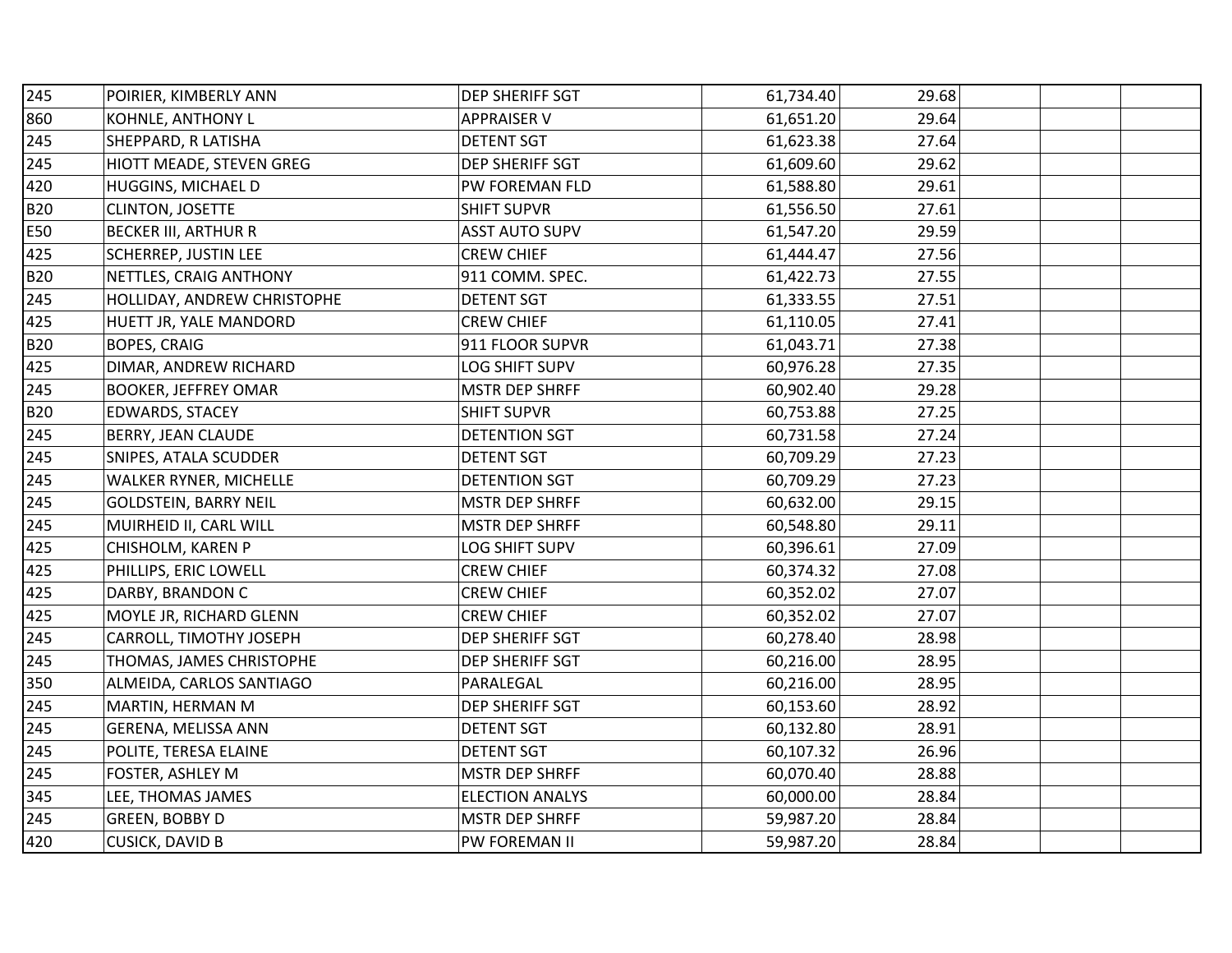| | | | | | | | |
|---|---|---|---|---|---|---|---|
| 245 | POIRIER, KIMBERLY ANN | DEP SHERIFF SGT | 61,734.40 | 29.68 | | | |
| 860 | KOHNLE, ANTHONY L | APPRAISER V | 61,651.20 | 29.64 | | | |
| 245 | SHEPPARD, R LATISHA | DETENT SGT | 61,623.38 | 27.64 | | | |
| 245 | HIOTT MEADE, STEVEN GREG | DEP SHERIFF SGT | 61,609.60 | 29.62 | | | |
| 420 | HUGGINS, MICHAEL D | PW FOREMAN FLD | 61,588.80 | 29.61 | | | |
| B20 | CLINTON, JOSETTE | SHIFT SUPVR | 61,556.50 | 27.61 | | | |
| E50 | BECKER III, ARTHUR R | ASST AUTO SUPV | 61,547.20 | 29.59 | | | |
| 425 | SCHERREP, JUSTIN LEE | CREW CHIEF | 61,444.47 | 27.56 | | | |
| B20 | NETTLES, CRAIG ANTHONY | 911 COMM. SPEC. | 61,422.73 | 27.55 | | | |
| 245 | HOLLIDAY, ANDREW CHRISTOPHE | DETENT SGT | 61,333.55 | 27.51 | | | |
| 425 | HUETT JR, YALE MANDORD | CREW CHIEF | 61,110.05 | 27.41 | | | |
| B20 | BOPES, CRAIG | 911 FLOOR SUPVR | 61,043.71 | 27.38 | | | |
| 425 | DIMAR, ANDREW RICHARD | LOG SHIFT SUPV | 60,976.28 | 27.35 | | | |
| 245 | BOOKER, JEFFREY OMAR | MSTR DEP SHRFF | 60,902.40 | 29.28 | | | |
| B20 | EDWARDS, STACEY | SHIFT SUPVR | 60,753.88 | 27.25 | | | |
| 245 | BERRY, JEAN CLAUDE | DETENTION SGT | 60,731.58 | 27.24 | | | |
| 245 | SNIPES, ATALA SCUDDER | DETENT SGT | 60,709.29 | 27.23 | | | |
| 245 | WALKER RYNER, MICHELLE | DETENTION SGT | 60,709.29 | 27.23 | | | |
| 245 | GOLDSTEIN, BARRY NEIL | MSTR DEP SHRFF | 60,632.00 | 29.15 | | | |
| 245 | MUIRHEID II, CARL WILL | MSTR DEP SHRFF | 60,548.80 | 29.11 | | | |
| 425 | CHISHOLM, KAREN P | LOG SHIFT SUPV | 60,396.61 | 27.09 | | | |
| 425 | PHILLIPS, ERIC LOWELL | CREW CHIEF | 60,374.32 | 27.08 | | | |
| 425 | DARBY, BRANDON C | CREW CHIEF | 60,352.02 | 27.07 | | | |
| 425 | MOYLE JR, RICHARD GLENN | CREW CHIEF | 60,352.02 | 27.07 | | | |
| 245 | CARROLL, TIMOTHY JOSEPH | DEP SHERIFF SGT | 60,278.40 | 28.98 | | | |
| 245 | THOMAS, JAMES CHRISTOPHE | DEP SHERIFF SGT | 60,216.00 | 28.95 | | | |
| 350 | ALMEIDA, CARLOS SANTIAGO | PARALEGAL | 60,216.00 | 28.95 | | | |
| 245 | MARTIN, HERMAN M | DEP SHERIFF SGT | 60,153.60 | 28.92 | | | |
| 245 | GERENA, MELISSA ANN | DETENT SGT | 60,132.80 | 28.91 | | | |
| 245 | POLITE, TERESA ELAINE | DETENT SGT | 60,107.32 | 26.96 | | | |
| 245 | FOSTER, ASHLEY M | MSTR DEP SHRFF | 60,070.40 | 28.88 | | | |
| 345 | LEE, THOMAS JAMES | ELECTION ANALYS | 60,000.00 | 28.84 | | | |
| 245 | GREEN, BOBBY D | MSTR DEP SHRFF | 59,987.20 | 28.84 | | | |
| 420 | CUSICK, DAVID B | PW FOREMAN II | 59,987.20 | 28.84 | | | |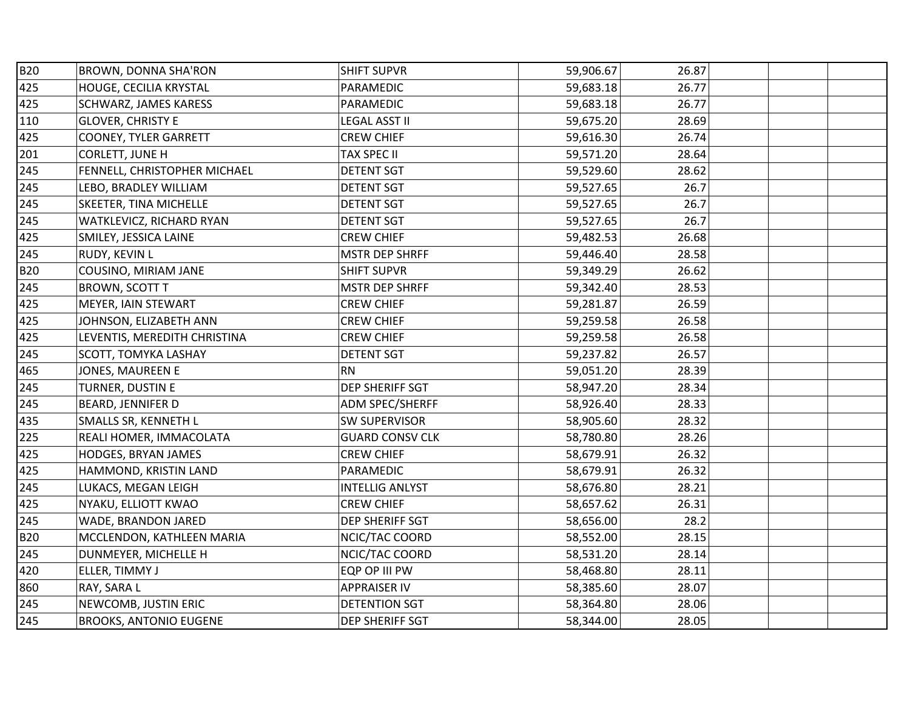| | | | | | | | |
|---|---|---|---|---|---|---|---|
| B20 | BROWN, DONNA SHA'RON | SHIFT SUPVR | 59,906.67 | 26.87 | | | |
| 425 | HOUGE, CECILIA KRYSTAL | PARAMEDIC | 59,683.18 | 26.77 | | | |
| 425 | SCHWARZ, JAMES KARESS | PARAMEDIC | 59,683.18 | 26.77 | | | |
| 110 | GLOVER, CHRISTY E | LEGAL ASST II | 59,675.20 | 28.69 | | | |
| 425 | COONEY, TYLER GARRETT | CREW CHIEF | 59,616.30 | 26.74 | | | |
| 201 | CORLETT, JUNE H | TAX SPEC II | 59,571.20 | 28.64 | | | |
| 245 | FENNELL, CHRISTOPHER MICHAEL | DETENT SGT | 59,529.60 | 28.62 | | | |
| 245 | LEBO, BRADLEY WILLIAM | DETENT SGT | 59,527.65 | 26.7 | | | |
| 245 | SKEETER, TINA MICHELLE | DETENT SGT | 59,527.65 | 26.7 | | | |
| 245 | WATKLEVICZ, RICHARD RYAN | DETENT SGT | 59,527.65 | 26.7 | | | |
| 425 | SMILEY, JESSICA LAINE | CREW CHIEF | 59,482.53 | 26.68 | | | |
| 245 | RUDY, KEVIN L | MSTR DEP SHRFF | 59,446.40 | 28.58 | | | |
| B20 | COUSINO, MIRIAM JANE | SHIFT SUPVR | 59,349.29 | 26.62 | | | |
| 245 | BROWN, SCOTT T | MSTR DEP SHRFF | 59,342.40 | 28.53 | | | |
| 425 | MEYER, IAIN STEWART | CREW CHIEF | 59,281.87 | 26.59 | | | |
| 425 | JOHNSON, ELIZABETH ANN | CREW CHIEF | 59,259.58 | 26.58 | | | |
| 425 | LEVENTIS, MEREDITH CHRISTINA | CREW CHIEF | 59,259.58 | 26.58 | | | |
| 245 | SCOTT, TOMYKA LASHAY | DETENT SGT | 59,237.82 | 26.57 | | | |
| 465 | JONES, MAUREEN E | RN | 59,051.20 | 28.39 | | | |
| 245 | TURNER, DUSTIN E | DEP SHERIFF SGT | 58,947.20 | 28.34 | | | |
| 245 | BEARD, JENNIFER D | ADM SPEC/SHERFF | 58,926.40 | 28.33 | | | |
| 435 | SMALLS SR, KENNETH L | SW SUPERVISOR | 58,905.60 | 28.32 | | | |
| 225 | REALI HOMER, IMMACOLATA | GUARD CONSV CLK | 58,780.80 | 28.26 | | | |
| 425 | HODGES, BRYAN JAMES | CREW CHIEF | 58,679.91 | 26.32 | | | |
| 425 | HAMMOND, KRISTIN LAND | PARAMEDIC | 58,679.91 | 26.32 | | | |
| 245 | LUKACS, MEGAN LEIGH | INTELLIG ANLYST | 58,676.80 | 28.21 | | | |
| 425 | NYAKU, ELLIOTT KWAO | CREW CHIEF | 58,657.62 | 26.31 | | | |
| 245 | WADE, BRANDON JARED | DEP SHERIFF SGT | 58,656.00 | 28.2 | | | |
| B20 | MCCLENDON, KATHLEEN MARIA | NCIC/TAC COORD | 58,552.00 | 28.15 | | | |
| 245 | DUNMEYER, MICHELLE H | NCIC/TAC COORD | 58,531.20 | 28.14 | | | |
| 420 | ELLER, TIMMY J | EQP OP III PW | 58,468.80 | 28.11 | | | |
| 860 | RAY, SARA L | APPRAISER IV | 58,385.60 | 28.07 | | | |
| 245 | NEWCOMB, JUSTIN ERIC | DETENTION SGT | 58,364.80 | 28.06 | | | |
| 245 | BROOKS, ANTONIO EUGENE | DEP SHERIFF SGT | 58,344.00 | 28.05 | | | |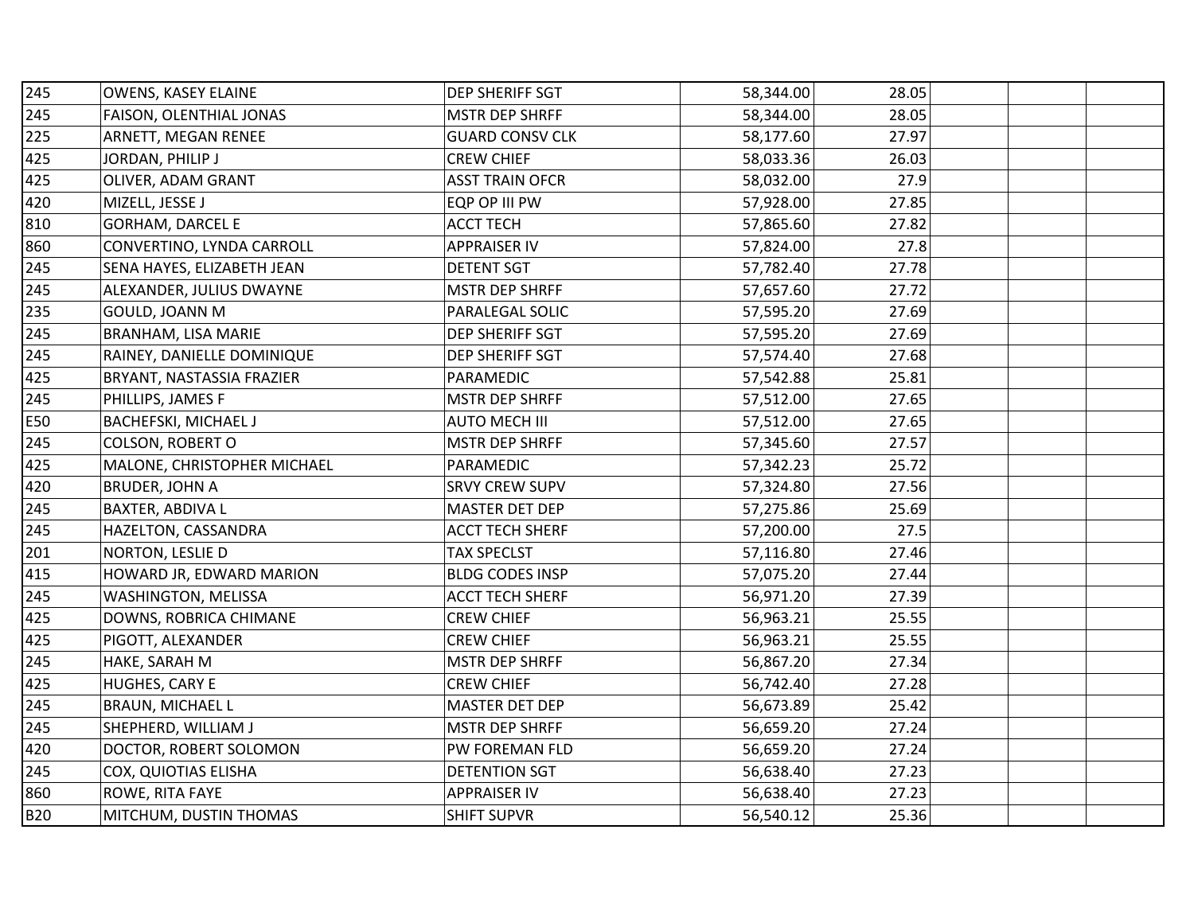| | | | | | | | |
|---|---|---|---|---|---|---|---|
| 245 | OWENS, KASEY ELAINE | DEP SHERIFF SGT | 58,344.00 | 28.05 | | | |
| 245 | FAISON, OLENTHIAL JONAS | MSTR DEP SHRFF | 58,344.00 | 28.05 | | | |
| 225 | ARNETT, MEGAN RENEE | GUARD CONSV CLK | 58,177.60 | 27.97 | | | |
| 425 | JORDAN, PHILIP J | CREW CHIEF | 58,033.36 | 26.03 | | | |
| 425 | OLIVER, ADAM GRANT | ASST TRAIN OFCR | 58,032.00 | 27.9 | | | |
| 420 | MIZELL, JESSE J | EQP OP III PW | 57,928.00 | 27.85 | | | |
| 810 | GORHAM, DARCEL E | ACCT TECH | 57,865.60 | 27.82 | | | |
| 860 | CONVERTINO, LYNDA CARROLL | APPRAISER IV | 57,824.00 | 27.8 | | | |
| 245 | SENA HAYES, ELIZABETH JEAN | DETENT SGT | 57,782.40 | 27.78 | | | |
| 245 | ALEXANDER, JULIUS DWAYNE | MSTR DEP SHRFF | 57,657.60 | 27.72 | | | |
| 235 | GOULD, JOANN M | PARALEGAL SOLIC | 57,595.20 | 27.69 | | | |
| 245 | BRANHAM, LISA MARIE | DEP SHERIFF SGT | 57,595.20 | 27.69 | | | |
| 245 | RAINEY, DANIELLE DOMINIQUE | DEP SHERIFF SGT | 57,574.40 | 27.68 | | | |
| 425 | BRYANT, NASTASSIA FRAZIER | PARAMEDIC | 57,542.88 | 25.81 | | | |
| 245 | PHILLIPS, JAMES F | MSTR DEP SHRFF | 57,512.00 | 27.65 | | | |
| E50 | BACHEFSKI, MICHAEL J | AUTO MECH III | 57,512.00 | 27.65 | | | |
| 245 | COLSON, ROBERT O | MSTR DEP SHRFF | 57,345.60 | 27.57 | | | |
| 425 | MALONE, CHRISTOPHER MICHAEL | PARAMEDIC | 57,342.23 | 25.72 | | | |
| 420 | BRUDER, JOHN A | SRVY CREW SUPV | 57,324.80 | 27.56 | | | |
| 245 | BAXTER, ABDIVA L | MASTER DET DEP | 57,275.86 | 25.69 | | | |
| 245 | HAZELTON, CASSANDRA | ACCT TECH SHERF | 57,200.00 | 27.5 | | | |
| 201 | NORTON, LESLIE D | TAX SPECLST | 57,116.80 | 27.46 | | | |
| 415 | HOWARD JR, EDWARD MARION | BLDG CODES INSP | 57,075.20 | 27.44 | | | |
| 245 | WASHINGTON, MELISSA | ACCT TECH SHERF | 56,971.20 | 27.39 | | | |
| 425 | DOWNS, ROBRICA CHIMANE | CREW CHIEF | 56,963.21 | 25.55 | | | |
| 425 | PIGOTT, ALEXANDER | CREW CHIEF | 56,963.21 | 25.55 | | | |
| 245 | HAKE, SARAH M | MSTR DEP SHRFF | 56,867.20 | 27.34 | | | |
| 425 | HUGHES, CARY E | CREW CHIEF | 56,742.40 | 27.28 | | | |
| 245 | BRAUN, MICHAEL L | MASTER DET DEP | 56,673.89 | 25.42 | | | |
| 245 | SHEPHERD, WILLIAM J | MSTR DEP SHRFF | 56,659.20 | 27.24 | | | |
| 420 | DOCTOR, ROBERT SOLOMON | PW FOREMAN FLD | 56,659.20 | 27.24 | | | |
| 245 | COX, QUIOTIAS ELISHA | DETENTION SGT | 56,638.40 | 27.23 | | | |
| 860 | ROWE, RITA FAYE | APPRAISER IV | 56,638.40 | 27.23 | | | |
| B20 | MITCHUM, DUSTIN THOMAS | SHIFT SUPVR | 56,540.12 | 25.36 | | | |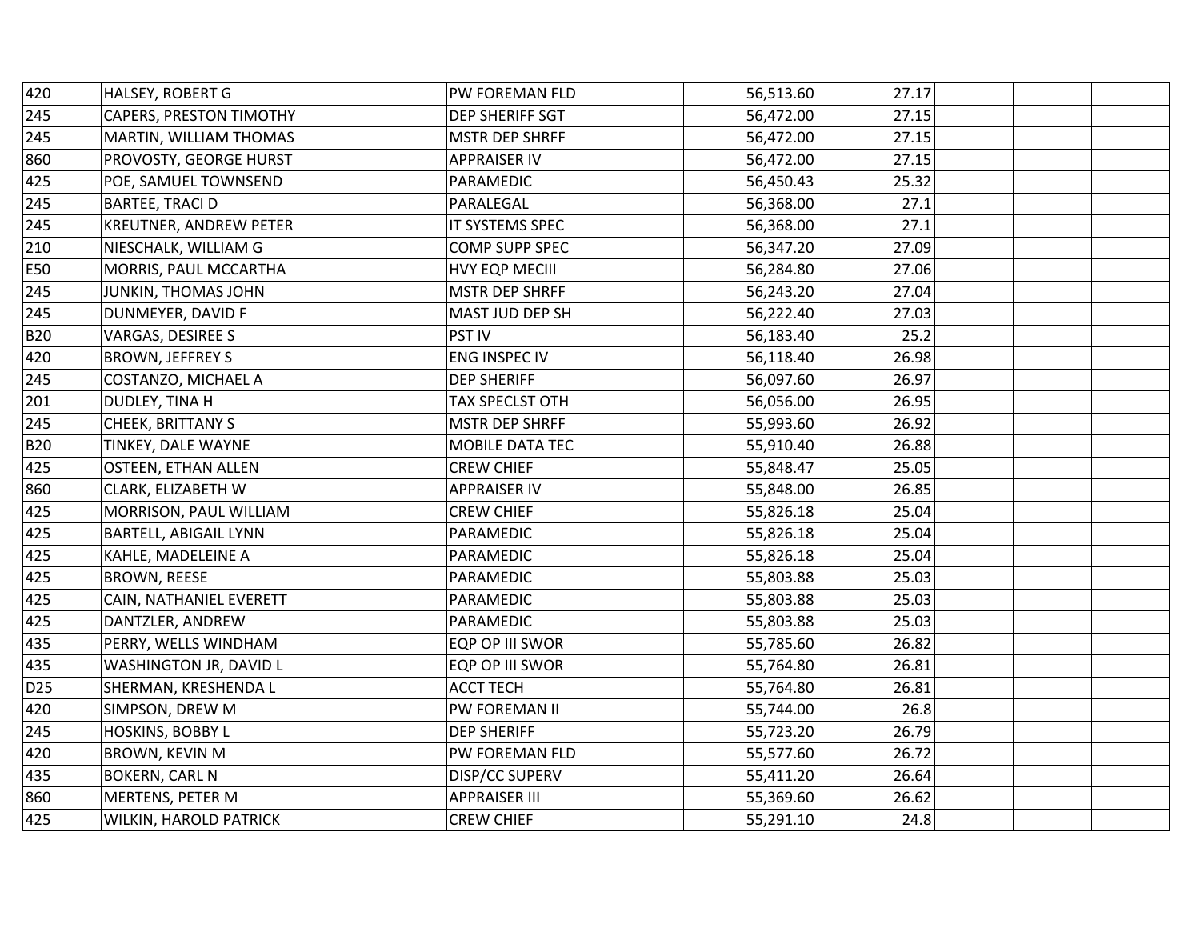| | | | | | | | |
|---|---|---|---|---|---|---|---|
| 420 | HALSEY, ROBERT G | PW FOREMAN FLD | 56,513.60 | 27.17 | | | |
| 245 | CAPERS, PRESTON TIMOTHY | DEP SHERIFF SGT | 56,472.00 | 27.15 | | | |
| 245 | MARTIN, WILLIAM THOMAS | MSTR DEP SHRFF | 56,472.00 | 27.15 | | | |
| 860 | PROVOSTY, GEORGE HURST | APPRAISER IV | 56,472.00 | 27.15 | | | |
| 425 | POE, SAMUEL TOWNSEND | PARAMEDIC | 56,450.43 | 25.32 | | | |
| 245 | BARTEE, TRACI D | PARALEGAL | 56,368.00 | 27.1 | | | |
| 245 | KREUTNER, ANDREW PETER | IT SYSTEMS SPEC | 56,368.00 | 27.1 | | | |
| 210 | NIESCHALK, WILLIAM G | COMP SUPP SPEC | 56,347.20 | 27.09 | | | |
| E50 | MORRIS, PAUL MCCARTHA | HVY EQP MECIII | 56,284.80 | 27.06 | | | |
| 245 | JUNKIN, THOMAS JOHN | MSTR DEP SHRFF | 56,243.20 | 27.04 | | | |
| 245 | DUNMEYER, DAVID F | MAST JUD DEP SH | 56,222.40 | 27.03 | | | |
| B20 | VARGAS, DESIREE S | PST IV | 56,183.40 | 25.2 | | | |
| 420 | BROWN, JEFFREY S | ENG INSPEC IV | 56,118.40 | 26.98 | | | |
| 245 | COSTANZO, MICHAEL A | DEP SHERIFF | 56,097.60 | 26.97 | | | |
| 201 | DUDLEY, TINA H | TAX SPECLST OTH | 56,056.00 | 26.95 | | | |
| 245 | CHEEK, BRITTANY S | MSTR DEP SHRFF | 55,993.60 | 26.92 | | | |
| B20 | TINKEY, DALE WAYNE | MOBILE DATA TEC | 55,910.40 | 26.88 | | | |
| 425 | OSTEEN, ETHAN ALLEN | CREW CHIEF | 55,848.47 | 25.05 | | | |
| 860 | CLARK, ELIZABETH W | APPRAISER IV | 55,848.00 | 26.85 | | | |
| 425 | MORRISON, PAUL WILLIAM | CREW CHIEF | 55,826.18 | 25.04 | | | |
| 425 | BARTELL, ABIGAIL LYNN | PARAMEDIC | 55,826.18 | 25.04 | | | |
| 425 | KAHLE, MADELEINE A | PARAMEDIC | 55,826.18 | 25.04 | | | |
| 425 | BROWN, REESE | PARAMEDIC | 55,803.88 | 25.03 | | | |
| 425 | CAIN, NATHANIEL EVERETT | PARAMEDIC | 55,803.88 | 25.03 | | | |
| 425 | DANTZLER, ANDREW | PARAMEDIC | 55,803.88 | 25.03 | | | |
| 435 | PERRY, WELLS WINDHAM | EQP OP III SWOR | 55,785.60 | 26.82 | | | |
| 435 | WASHINGTON JR, DAVID L | EQP OP III SWOR | 55,764.80 | 26.81 | | | |
| D25 | SHERMAN, KRESHENDA L | ACCT TECH | 55,764.80 | 26.81 | | | |
| 420 | SIMPSON, DREW M | PW FOREMAN II | 55,744.00 | 26.8 | | | |
| 245 | HOSKINS, BOBBY L | DEP SHERIFF | 55,723.20 | 26.79 | | | |
| 420 | BROWN, KEVIN M | PW FOREMAN FLD | 55,577.60 | 26.72 | | | |
| 435 | BOKERN, CARL N | DISP/CC SUPERV | 55,411.20 | 26.64 | | | |
| 860 | MERTENS, PETER M | APPRAISER III | 55,369.60 | 26.62 | | | |
| 425 | WILKIN, HAROLD PATRICK | CREW CHIEF | 55,291.10 | 24.8 | | | |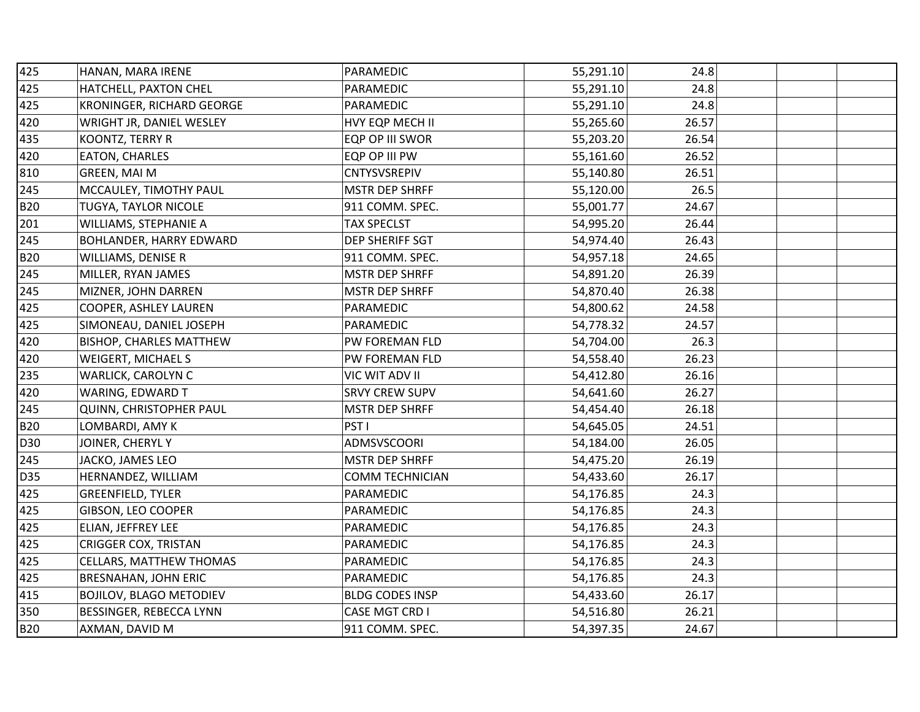| | | | | | | | |
|---|---|---|---|---|---|---|---|
| 425 | HANAN, MARA IRENE | PARAMEDIC | 55,291.10 | 24.8 | | | |
| 425 | HATCHELL, PAXTON CHEL | PARAMEDIC | 55,291.10 | 24.8 | | | |
| 425 | KRONINGER, RICHARD GEORGE | PARAMEDIC | 55,291.10 | 24.8 | | | |
| 420 | WRIGHT JR, DANIEL WESLEY | HVY EQP MECH II | 55,265.60 | 26.57 | | | |
| 435 | KOONTZ, TERRY R | EQP OP III SWOR | 55,203.20 | 26.54 | | | |
| 420 | EATON, CHARLES | EQP OP III PW | 55,161.60 | 26.52 | | | |
| 810 | GREEN, MAI M | CNTYSVSREPIV | 55,140.80 | 26.51 | | | |
| 245 | MCCAULEY, TIMOTHY PAUL | MSTR DEP SHRFF | 55,120.00 | 26.5 | | | |
| B20 | TUGYA, TAYLOR NICOLE | 911 COMM. SPEC. | 55,001.77 | 24.67 | | | |
| 201 | WILLIAMS, STEPHANIE A | TAX SPECLST | 54,995.20 | 26.44 | | | |
| 245 | BOHLANDER, HARRY EDWARD | DEP SHERIFF SGT | 54,974.40 | 26.43 | | | |
| B20 | WILLIAMS, DENISE R | 911 COMM. SPEC. | 54,957.18 | 24.65 | | | |
| 245 | MILLER, RYAN JAMES | MSTR DEP SHRFF | 54,891.20 | 26.39 | | | |
| 245 | MIZNER, JOHN DARREN | MSTR DEP SHRFF | 54,870.40 | 26.38 | | | |
| 425 | COOPER, ASHLEY LAUREN | PARAMEDIC | 54,800.62 | 24.58 | | | |
| 425 | SIMONEAU, DANIEL JOSEPH | PARAMEDIC | 54,778.32 | 24.57 | | | |
| 420 | BISHOP, CHARLES MATTHEW | PW FOREMAN FLD | 54,704.00 | 26.3 | | | |
| 420 | WEIGERT, MICHAEL S | PW FOREMAN FLD | 54,558.40 | 26.23 | | | |
| 235 | WARLICK, CAROLYN C | VIC WIT ADV II | 54,412.80 | 26.16 | | | |
| 420 | WARING, EDWARD T | SRVY CREW SUPV | 54,641.60 | 26.27 | | | |
| 245 | QUINN, CHRISTOPHER PAUL | MSTR DEP SHRFF | 54,454.40 | 26.18 | | | |
| B20 | LOMBARDI, AMY K | PST I | 54,645.05 | 24.51 | | | |
| D30 | JOINER, CHERYL Y | ADMSVSCOORI | 54,184.00 | 26.05 | | | |
| 245 | JACKO, JAMES LEO | MSTR DEP SHRFF | 54,475.20 | 26.19 | | | |
| D35 | HERNANDEZ, WILLIAM | COMM TECHNICIAN | 54,433.60 | 26.17 | | | |
| 425 | GREENFIELD, TYLER | PARAMEDIC | 54,176.85 | 24.3 | | | |
| 425 | GIBSON, LEO COOPER | PARAMEDIC | 54,176.85 | 24.3 | | | |
| 425 | ELIAN, JEFFREY LEE | PARAMEDIC | 54,176.85 | 24.3 | | | |
| 425 | CRIGGER COX, TRISTAN | PARAMEDIC | 54,176.85 | 24.3 | | | |
| 425 | CELLARS, MATTHEW THOMAS | PARAMEDIC | 54,176.85 | 24.3 | | | |
| 425 | BRESNAHAN, JOHN ERIC | PARAMEDIC | 54,176.85 | 24.3 | | | |
| 415 | BOJILOV, BLAGO METODIEV | BLDG CODES INSP | 54,433.60 | 26.17 | | | |
| 350 | BESSINGER, REBECCA LYNN | CASE MGT CRD I | 54,516.80 | 26.21 | | | |
| B20 | AXMAN, DAVID M | 911 COMM. SPEC. | 54,397.35 | 24.67 | | | |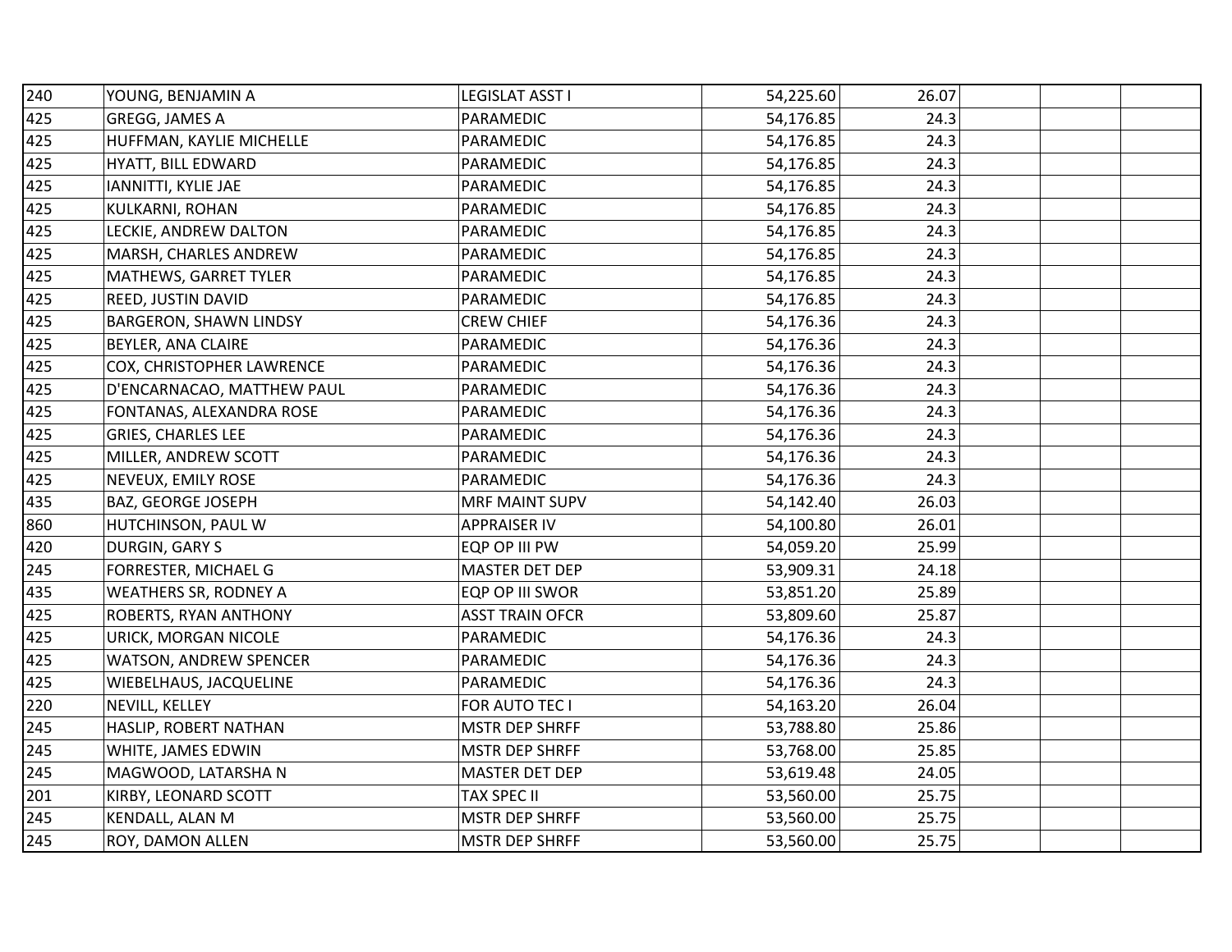| | | | | | | | |
|---|---|---|---|---|---|---|---|
| 240 | YOUNG, BENJAMIN A | LEGISLAT ASST I | 54,225.60 | 26.07 | | | |
| 425 | GREGG, JAMES A | PARAMEDIC | 54,176.85 | 24.3 | | | |
| 425 | HUFFMAN, KAYLIE MICHELLE | PARAMEDIC | 54,176.85 | 24.3 | | | |
| 425 | HYATT, BILL EDWARD | PARAMEDIC | 54,176.85 | 24.3 | | | |
| 425 | IANNITTI, KYLIE JAE | PARAMEDIC | 54,176.85 | 24.3 | | | |
| 425 | KULKARNI, ROHAN | PARAMEDIC | 54,176.85 | 24.3 | | | |
| 425 | LECKIE, ANDREW DALTON | PARAMEDIC | 54,176.85 | 24.3 | | | |
| 425 | MARSH, CHARLES ANDREW | PARAMEDIC | 54,176.85 | 24.3 | | | |
| 425 | MATHEWS, GARRET TYLER | PARAMEDIC | 54,176.85 | 24.3 | | | |
| 425 | REED, JUSTIN DAVID | PARAMEDIC | 54,176.85 | 24.3 | | | |
| 425 | BARGERON, SHAWN LINDSY | CREW CHIEF | 54,176.36 | 24.3 | | | |
| 425 | BEYLER, ANA CLAIRE | PARAMEDIC | 54,176.36 | 24.3 | | | |
| 425 | COX, CHRISTOPHER LAWRENCE | PARAMEDIC | 54,176.36 | 24.3 | | | |
| 425 | D'ENCARNACAO, MATTHEW PAUL | PARAMEDIC | 54,176.36 | 24.3 | | | |
| 425 | FONTANAS, ALEXANDRA ROSE | PARAMEDIC | 54,176.36 | 24.3 | | | |
| 425 | GRIES, CHARLES LEE | PARAMEDIC | 54,176.36 | 24.3 | | | |
| 425 | MILLER, ANDREW SCOTT | PARAMEDIC | 54,176.36 | 24.3 | | | |
| 425 | NEVEUX, EMILY ROSE | PARAMEDIC | 54,176.36 | 24.3 | | | |
| 435 | BAZ, GEORGE JOSEPH | MRF MAINT SUPV | 54,142.40 | 26.03 | | | |
| 860 | HUTCHINSON, PAUL W | APPRAISER IV | 54,100.80 | 26.01 | | | |
| 420 | DURGIN, GARY S | EQP OP III PW | 54,059.20 | 25.99 | | | |
| 245 | FORRESTER, MICHAEL G | MASTER DET DEP | 53,909.31 | 24.18 | | | |
| 435 | WEATHERS SR, RODNEY A | EQP OP III SWOR | 53,851.20 | 25.89 | | | |
| 425 | ROBERTS, RYAN ANTHONY | ASST TRAIN OFCR | 53,809.60 | 25.87 | | | |
| 425 | URICK, MORGAN NICOLE | PARAMEDIC | 54,176.36 | 24.3 | | | |
| 425 | WATSON, ANDREW SPENCER | PARAMEDIC | 54,176.36 | 24.3 | | | |
| 425 | WIEBELHAUS, JACQUELINE | PARAMEDIC | 54,176.36 | 24.3 | | | |
| 220 | NEVILL, KELLEY | FOR AUTO TEC I | 54,163.20 | 26.04 | | | |
| 245 | HASLIP, ROBERT NATHAN | MSTR DEP SHRFF | 53,788.80 | 25.86 | | | |
| 245 | WHITE, JAMES EDWIN | MSTR DEP SHRFF | 53,768.00 | 25.85 | | | |
| 245 | MAGWOOD, LATARSHA N | MASTER DET DEP | 53,619.48 | 24.05 | | | |
| 201 | KIRBY, LEONARD SCOTT | TAX SPEC II | 53,560.00 | 25.75 | | | |
| 245 | KENDALL, ALAN M | MSTR DEP SHRFF | 53,560.00 | 25.75 | | | |
| 245 | ROY, DAMON ALLEN | MSTR DEP SHRFF | 53,560.00 | 25.75 | | | |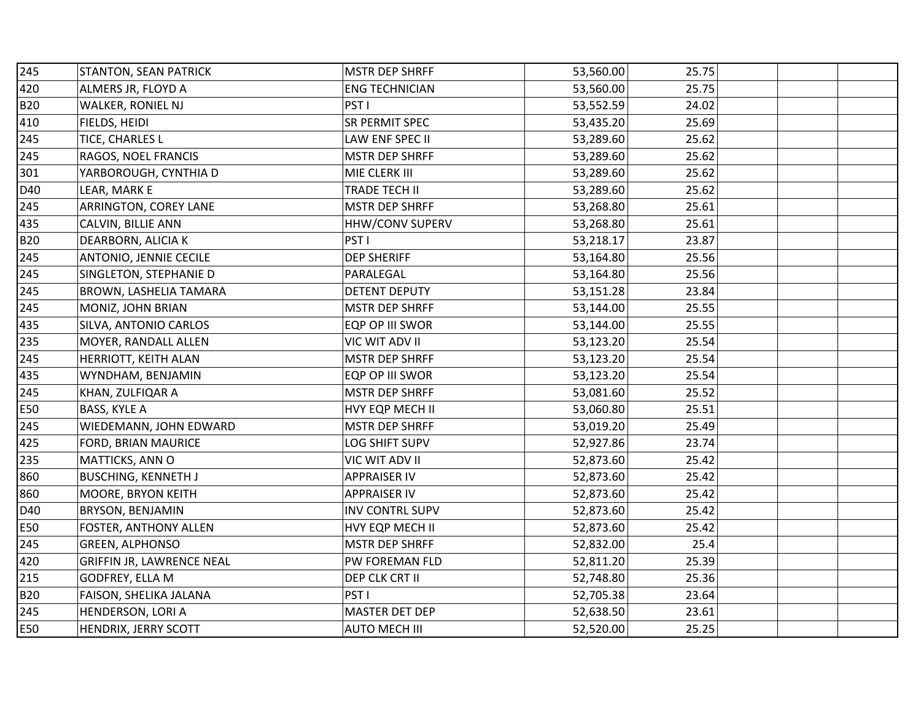| | | | | | | | |
|---|---|---|---|---|---|---|---|
| 245 | STANTON, SEAN PATRICK | MSTR DEP SHRFF | 53,560.00 | 25.75 | | | |
| 420 | ALMERS JR, FLOYD A | ENG TECHNICIAN | 53,560.00 | 25.75 | | | |
| B20 | WALKER, RONIEL NJ | PST I | 53,552.59 | 24.02 | | | |
| 410 | FIELDS, HEIDI | SR PERMIT SPEC | 53,435.20 | 25.69 | | | |
| 245 | TICE, CHARLES L | LAW ENF SPEC II | 53,289.60 | 25.62 | | | |
| 245 | RAGOS, NOEL FRANCIS | MSTR DEP SHRFF | 53,289.60 | 25.62 | | | |
| 301 | YARBOROUGH, CYNTHIA D | MIE CLERK III | 53,289.60 | 25.62 | | | |
| D40 | LEAR, MARK E | TRADE TECH II | 53,289.60 | 25.62 | | | |
| 245 | ARRINGTON, COREY LANE | MSTR DEP SHRFF | 53,268.80 | 25.61 | | | |
| 435 | CALVIN, BILLIE ANN | HHW/CONV SUPERV | 53,268.80 | 25.61 | | | |
| B20 | DEARBORN, ALICIA K | PST I | 53,218.17 | 23.87 | | | |
| 245 | ANTONIO, JENNIE CECILE | DEP SHERIFF | 53,164.80 | 25.56 | | | |
| 245 | SINGLETON, STEPHANIE D | PARALEGAL | 53,164.80 | 25.56 | | | |
| 245 | BROWN, LASHELIA TAMARA | DETENT DEPUTY | 53,151.28 | 23.84 | | | |
| 245 | MONIZ, JOHN BRIAN | MSTR DEP SHRFF | 53,144.00 | 25.55 | | | |
| 435 | SILVA, ANTONIO CARLOS | EQP OP III SWOR | 53,144.00 | 25.55 | | | |
| 235 | MOYER, RANDALL ALLEN | VIC WIT ADV II | 53,123.20 | 25.54 | | | |
| 245 | HERRIOTT, KEITH ALAN | MSTR DEP SHRFF | 53,123.20 | 25.54 | | | |
| 435 | WYNDHAM, BENJAMIN | EQP OP III SWOR | 53,123.20 | 25.54 | | | |
| 245 | KHAN, ZULFIQAR A | MSTR DEP SHRFF | 53,081.60 | 25.52 | | | |
| E50 | BASS, KYLE A | HVY EQP MECH II | 53,060.80 | 25.51 | | | |
| 245 | WIEDEMANN, JOHN EDWARD | MSTR DEP SHRFF | 53,019.20 | 25.49 | | | |
| 425 | FORD, BRIAN MAURICE | LOG SHIFT SUPV | 52,927.86 | 23.74 | | | |
| 235 | MATTICKS, ANN O | VIC WIT ADV II | 52,873.60 | 25.42 | | | |
| 860 | BUSCHING, KENNETH J | APPRAISER IV | 52,873.60 | 25.42 | | | |
| 860 | MOORE, BRYON KEITH | APPRAISER IV | 52,873.60 | 25.42 | | | |
| D40 | BRYSON, BENJAMIN | INV CONTRL SUPV | 52,873.60 | 25.42 | | | |
| E50 | FOSTER, ANTHONY ALLEN | HVY EQP MECH II | 52,873.60 | 25.42 | | | |
| 245 | GREEN, ALPHONSO | MSTR DEP SHRFF | 52,832.00 | 25.4 | | | |
| 420 | GRIFFIN JR, LAWRENCE NEAL | PW FOREMAN FLD | 52,811.20 | 25.39 | | | |
| 215 | GODFREY, ELLA M | DEP CLK CRT II | 52,748.80 | 25.36 | | | |
| B20 | FAISON, SHELIKA JALANA | PST I | 52,705.38 | 23.64 | | | |
| 245 | HENDERSON, LORI A | MASTER DET DEP | 52,638.50 | 23.61 | | | |
| E50 | HENDRIX, JERRY SCOTT | AUTO MECH III | 52,520.00 | 25.25 | | | |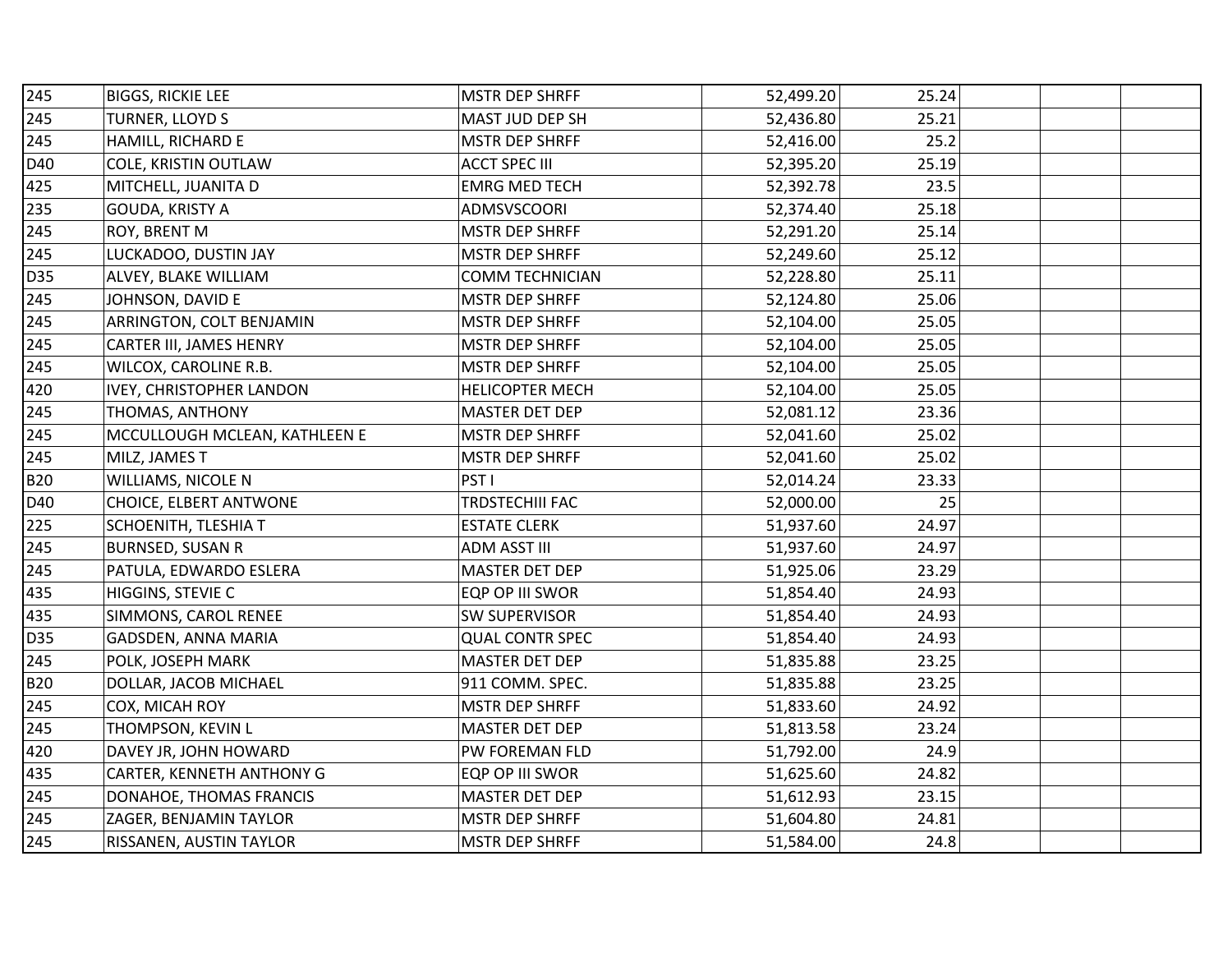| | | | | | | | |
|---|---|---|---|---|---|---|---|
| 245 | BIGGS, RICKIE LEE | MSTR DEP SHRFF | 52,499.20 | 25.24 | | | |
| 245 | TURNER, LLOYD S | MAST JUD DEP SH | 52,436.80 | 25.21 | | | |
| 245 | HAMILL, RICHARD E | MSTR DEP SHRFF | 52,416.00 | 25.2 | | | |
| D40 | COLE, KRISTIN OUTLAW | ACCT SPEC III | 52,395.20 | 25.19 | | | |
| 425 | MITCHELL, JUANITA D | EMRG MED TECH | 52,392.78 | 23.5 | | | |
| 235 | GOUDA, KRISTY A | ADMSVSCOORI | 52,374.40 | 25.18 | | | |
| 245 | ROY, BRENT M | MSTR DEP SHRFF | 52,291.20 | 25.14 | | | |
| 245 | LUCKADOO, DUSTIN JAY | MSTR DEP SHRFF | 52,249.60 | 25.12 | | | |
| D35 | ALVEY, BLAKE WILLIAM | COMM TECHNICIAN | 52,228.80 | 25.11 | | | |
| 245 | JOHNSON, DAVID E | MSTR DEP SHRFF | 52,124.80 | 25.06 | | | |
| 245 | ARRINGTON, COLT BENJAMIN | MSTR DEP SHRFF | 52,104.00 | 25.05 | | | |
| 245 | CARTER III, JAMES HENRY | MSTR DEP SHRFF | 52,104.00 | 25.05 | | | |
| 245 | WILCOX, CAROLINE R.B. | MSTR DEP SHRFF | 52,104.00 | 25.05 | | | |
| 420 | IVEY, CHRISTOPHER LANDON | HELICOPTER MECH | 52,104.00 | 25.05 | | | |
| 245 | THOMAS, ANTHONY | MASTER DET DEP | 52,081.12 | 23.36 | | | |
| 245 | MCCULLOUGH MCLEAN, KATHLEEN E | MSTR DEP SHRFF | 52,041.60 | 25.02 | | | |
| 245 | MILZ, JAMES T | MSTR DEP SHRFF | 52,041.60 | 25.02 | | | |
| B20 | WILLIAMS, NICOLE N | PST I | 52,014.24 | 23.33 | | | |
| D40 | CHOICE, ELBERT ANTWONE | TRDSTECHIII FAC | 52,000.00 | 25 | | | |
| 225 | SCHOENITH, TLESHIA T | ESTATE CLERK | 51,937.60 | 24.97 | | | |
| 245 | BURNSED, SUSAN R | ADM ASST III | 51,937.60 | 24.97 | | | |
| 245 | PATULA, EDWARDO ESLERA | MASTER DET DEP | 51,925.06 | 23.29 | | | |
| 435 | HIGGINS, STEVIE C | EQP OP III SWOR | 51,854.40 | 24.93 | | | |
| 435 | SIMMONS, CAROL RENEE | SW SUPERVISOR | 51,854.40 | 24.93 | | | |
| D35 | GADSDEN, ANNA MARIA | QUAL CONTR SPEC | 51,854.40 | 24.93 | | | |
| 245 | POLK, JOSEPH MARK | MASTER DET DEP | 51,835.88 | 23.25 | | | |
| B20 | DOLLAR, JACOB MICHAEL | 911 COMM. SPEC. | 51,835.88 | 23.25 | | | |
| 245 | COX, MICAH ROY | MSTR DEP SHRFF | 51,833.60 | 24.92 | | | |
| 245 | THOMPSON, KEVIN L | MASTER DET DEP | 51,813.58 | 23.24 | | | |
| 420 | DAVEY JR, JOHN HOWARD | PW FOREMAN FLD | 51,792.00 | 24.9 | | | |
| 435 | CARTER, KENNETH ANTHONY G | EQP OP III SWOR | 51,625.60 | 24.82 | | | |
| 245 | DONAHOE, THOMAS FRANCIS | MASTER DET DEP | 51,612.93 | 23.15 | | | |
| 245 | ZAGER, BENJAMIN TAYLOR | MSTR DEP SHRFF | 51,604.80 | 24.81 | | | |
| 245 | RISSANEN, AUSTIN TAYLOR | MSTR DEP SHRFF | 51,584.00 | 24.8 | | | |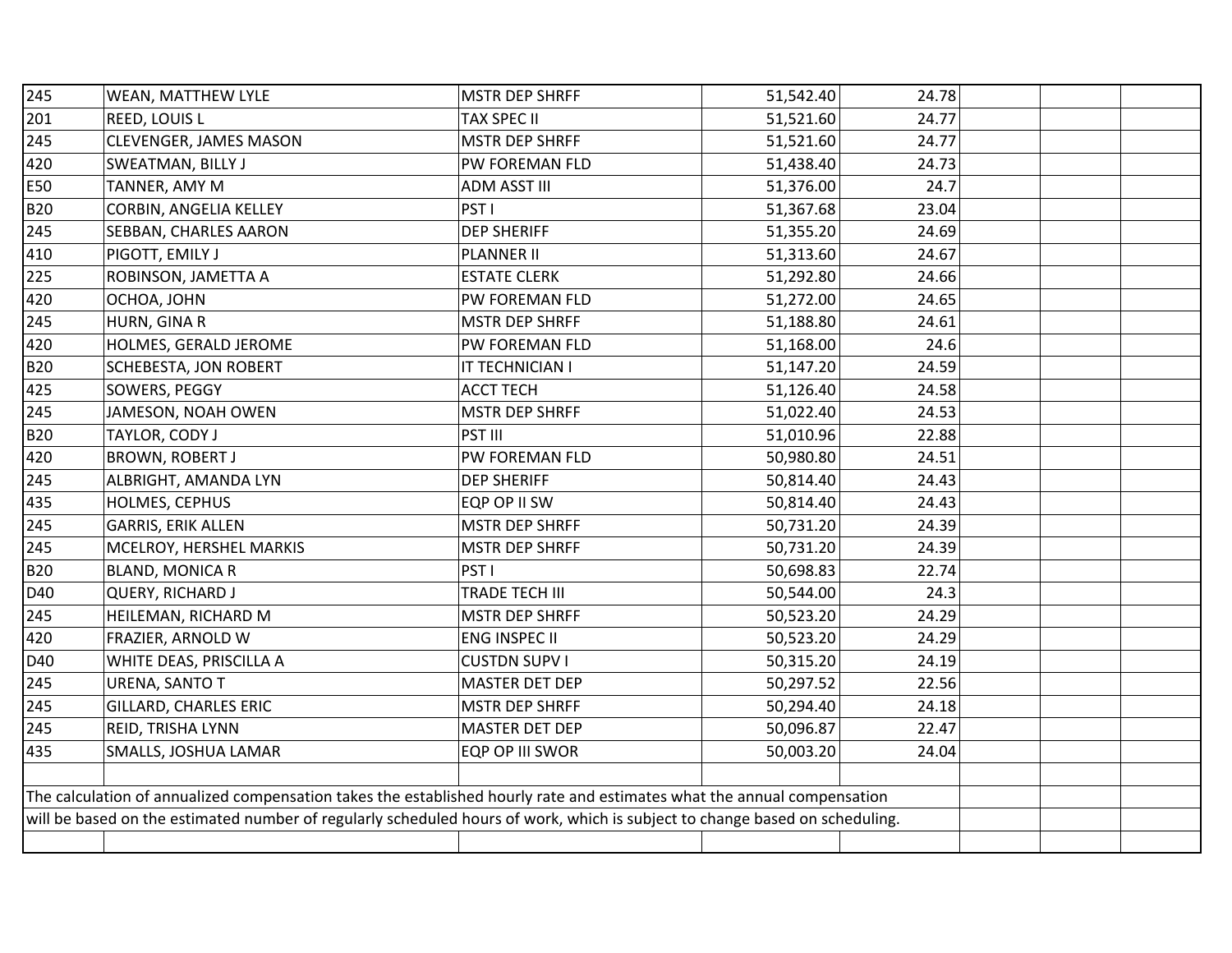| | | | | | | | |
|---|---|---|---|---|---|---|---|
| 245 | WEAN, MATTHEW LYLE | MSTR DEP SHRFF | 51,542.40 | 24.78 | | | |
| 201 | REED, LOUIS L | TAX SPEC II | 51,521.60 | 24.77 | | | |
| 245 | CLEVENGER, JAMES MASON | MSTR DEP SHRFF | 51,521.60 | 24.77 | | | |
| 420 | SWEATMAN, BILLY J | PW FOREMAN FLD | 51,438.40 | 24.73 | | | |
| E50 | TANNER, AMY M | ADM ASST III | 51,376.00 | 24.7 | | | |
| B20 | CORBIN, ANGELIA KELLEY | PST I | 51,367.68 | 23.04 | | | |
| 245 | SEBBAN, CHARLES AARON | DEP SHERIFF | 51,355.20 | 24.69 | | | |
| 410 | PIGOTT, EMILY J | PLANNER II | 51,313.60 | 24.67 | | | |
| 225 | ROBINSON, JAMETTA A | ESTATE CLERK | 51,292.80 | 24.66 | | | |
| 420 | OCHOA, JOHN | PW FOREMAN FLD | 51,272.00 | 24.65 | | | |
| 245 | HURN, GINA R | MSTR DEP SHRFF | 51,188.80 | 24.61 | | | |
| 420 | HOLMES, GERALD JEROME | PW FOREMAN FLD | 51,168.00 | 24.6 | | | |
| B20 | SCHEBESTA, JON ROBERT | IT TECHNICIAN I | 51,147.20 | 24.59 | | | |
| 425 | SOWERS, PEGGY | ACCT TECH | 51,126.40 | 24.58 | | | |
| 245 | JAMESON, NOAH OWEN | MSTR DEP SHRFF | 51,022.40 | 24.53 | | | |
| B20 | TAYLOR, CODY J | PST III | 51,010.96 | 22.88 | | | |
| 420 | BROWN, ROBERT J | PW FOREMAN FLD | 50,980.80 | 24.51 | | | |
| 245 | ALBRIGHT, AMANDA LYN | DEP SHERIFF | 50,814.40 | 24.43 | | | |
| 435 | HOLMES, CEPHUS | EQP OP II SW | 50,814.40 | 24.43 | | | |
| 245 | GARRIS, ERIK ALLEN | MSTR DEP SHRFF | 50,731.20 | 24.39 | | | |
| 245 | MCELROY, HERSHEL MARKIS | MSTR DEP SHRFF | 50,731.20 | 24.39 | | | |
| B20 | BLAND, MONICA R | PST I | 50,698.83 | 22.74 | | | |
| D40 | QUERY, RICHARD J | TRADE TECH III | 50,544.00 | 24.3 | | | |
| 245 | HEILEMAN, RICHARD M | MSTR DEP SHRFF | 50,523.20 | 24.29 | | | |
| 420 | FRAZIER, ARNOLD W | ENG INSPEC II | 50,523.20 | 24.29 | | | |
| D40 | WHITE DEAS, PRISCILLA A | CUSTDN SUPV I | 50,315.20 | 24.19 | | | |
| 245 | URENA, SANTO T | MASTER DET DEP | 50,297.52 | 22.56 | | | |
| 245 | GILLARD, CHARLES ERIC | MSTR DEP SHRFF | 50,294.40 | 24.18 | | | |
| 245 | REID, TRISHA LYNN | MASTER DET DEP | 50,096.87 | 22.47 | | | |
| 435 | SMALLS, JOSHUA LAMAR | EQP OP III SWOR | 50,003.20 | 24.04 | | | |

The calculation of annualized compensation takes the established hourly rate and estimates what the annual compensation will be based on the estimated number of regularly scheduled hours of work, which is subject to change based on scheduling.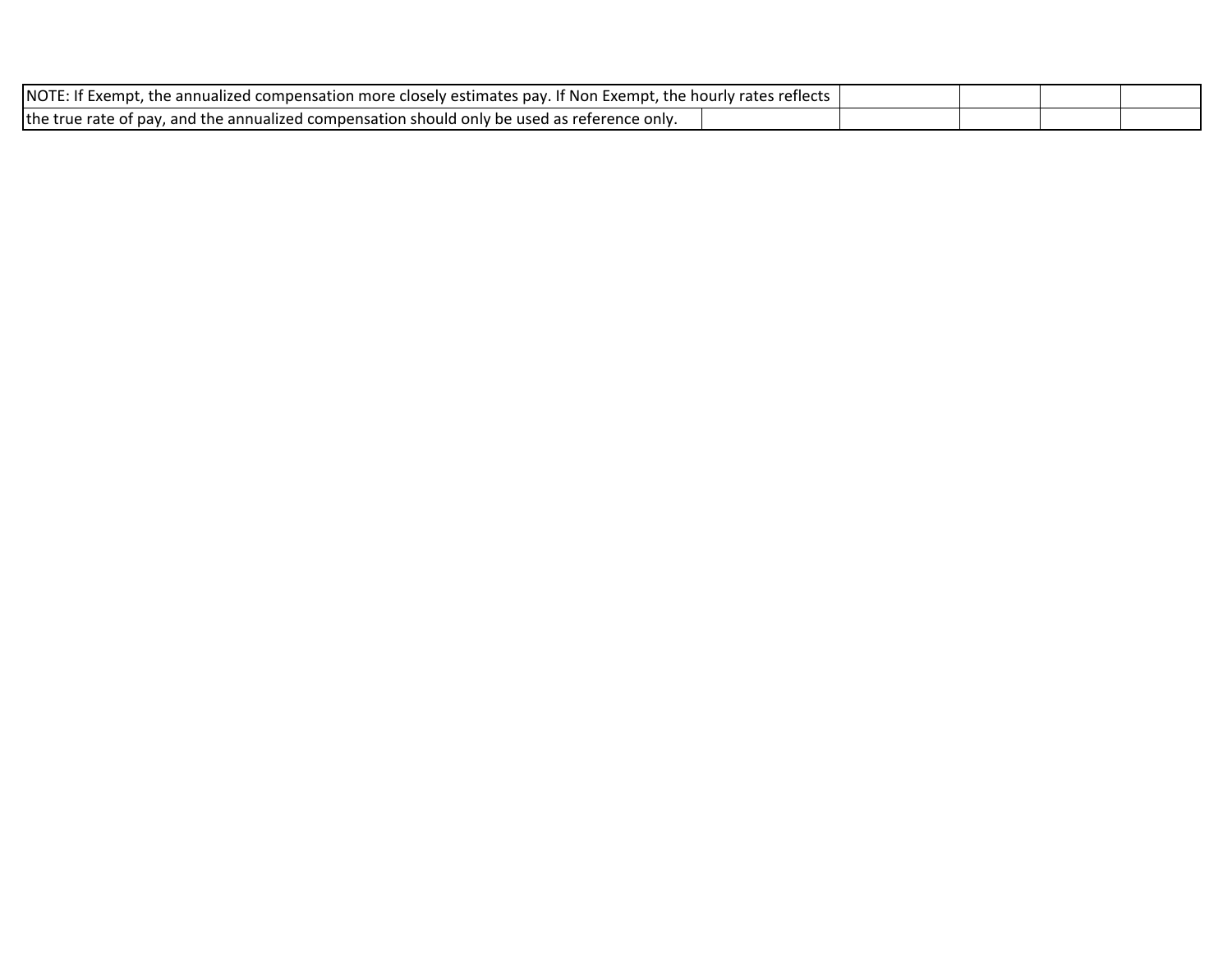| | | | | | |
|---|---|---|---|---|---|
| NOTE: If Exempt, the annualized compensation more closely estimates pay. If Non Exempt, the hourly rates reflects | | | | | |
| the true rate of pay, and the annualized compensation should only be used as reference only. | | | | | |